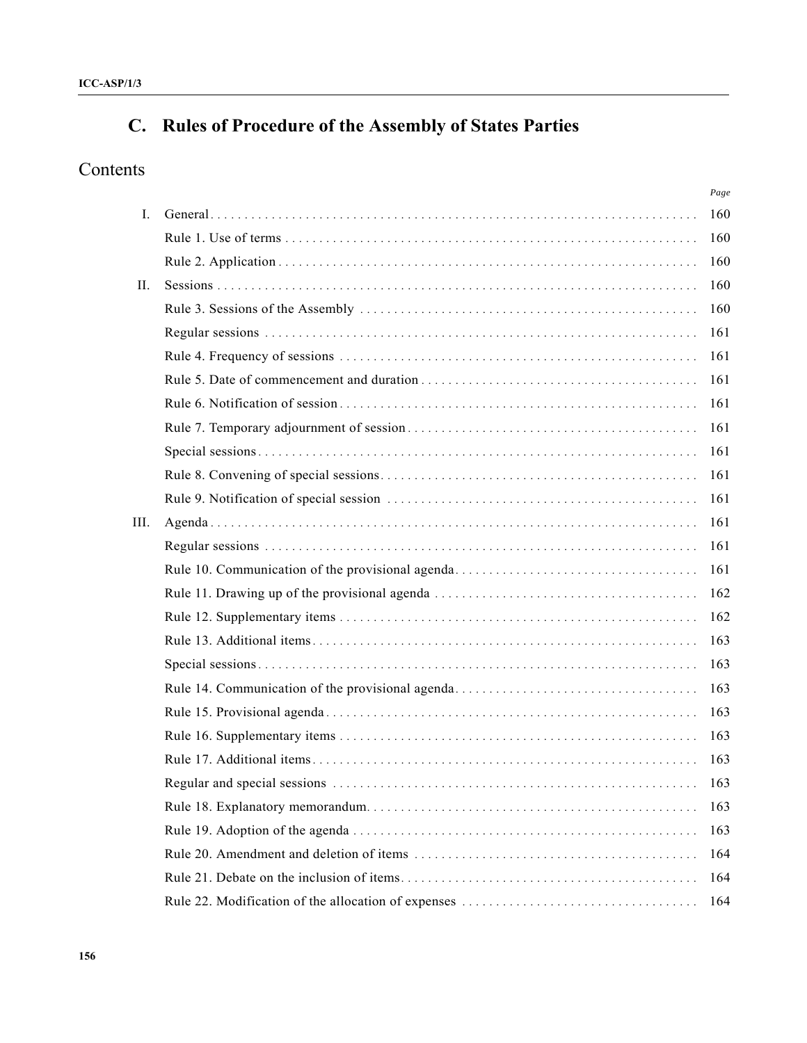## C. Rules of Procedure of the Assembly of States Parties

### Contents

| | | Page |
|---|---|---|
| I. | General | 160 |
| | Rule 1. Use of terms | 160 |
| | Rule 2. Application | 160 |
| II. | Sessions | 160 |
| | Rule 3. Sessions of the Assembly | 160 |
| | Regular sessions | 161 |
| | Rule 4. Frequency of sessions | 161 |
| | Rule 5. Date of commencement and duration | 161 |
| | Rule 6. Notification of session | 161 |
| | Rule 7. Temporary adjournment of session | 161 |
| | Special sessions | 161 |
| | Rule 8. Convening of special sessions | 161 |
| | Rule 9. Notification of special session | 161 |
| III. | Agenda | 161 |
| | Regular sessions | 161 |
| | Rule 10. Communication of the provisional agenda | 161 |
| | Rule 11. Drawing up of the provisional agenda | 162 |
| | Rule 12. Supplementary items | 162 |
| | Rule 13. Additional items | 163 |
| | Special sessions | 163 |
| | Rule 14. Communication of the provisional agenda | 163 |
| | Rule 15. Provisional agenda | 163 |
| | Rule 16. Supplementary items | 163 |
| | Rule 17. Additional items | 163 |
| | Regular and special sessions | 163 |
| | Rule 18. Explanatory memorandum | 163 |
| | Rule 19. Adoption of the agenda | 163 |
| | Rule 20. Amendment and deletion of items | 164 |
| | Rule 21. Debate on the inclusion of items | 164 |
| | Rule 22. Modification of the allocation of expenses | 164 |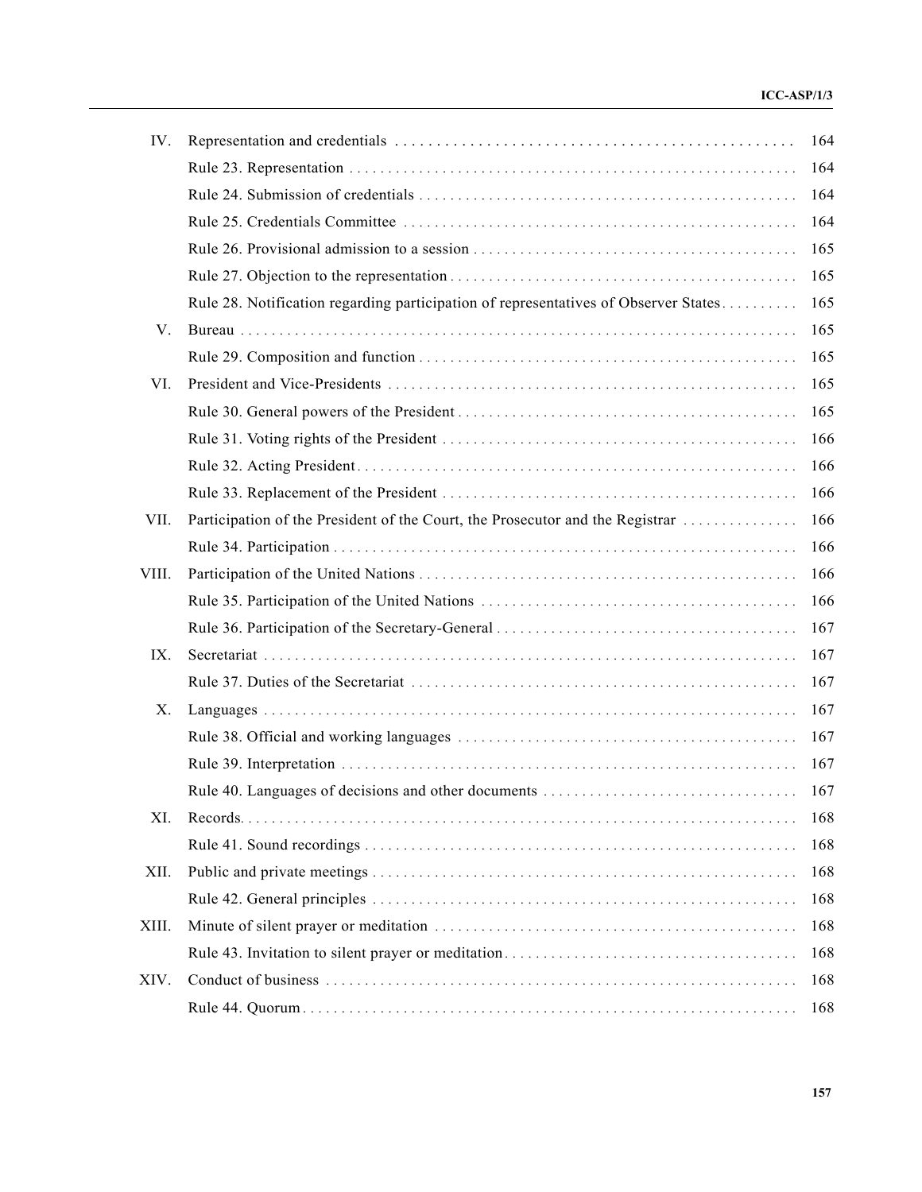| | | |
|---|---|---|
| IV. | Representation and credentials | 164 |
| | Rule 23. Representation | 164 |
| | Rule 24. Submission of credentials | 164 |
| | Rule 25. Credentials Committee | 164 |
| | Rule 26. Provisional admission to a session | 165 |
| | Rule 27. Objection to the representation | 165 |
| | Rule 28. Notification regarding participation of representatives of Observer States | 165 |
| V. | Bureau | 165 |
| | Rule 29. Composition and function | 165 |
| VI. | President and Vice-Presidents | 165 |
| | Rule 30. General powers of the President | 165 |
| | Rule 31. Voting rights of the President | 166 |
| | Rule 32. Acting President | 166 |
| | Rule 33. Replacement of the President | 166 |
| VII. | Participation of the President of the Court, the Prosecutor and the Registrar | 166 |
| | Rule 34. Participation | 166 |
| VIII. | Participation of the United Nations | 166 |
| | Rule 35. Participation of the United Nations | 166 |
| | Rule 36. Participation of the Secretary-General | 167 |
| IX. | Secretariat | 167 |
| | Rule 37. Duties of the Secretariat | 167 |
| X. | Languages | 167 |
| | Rule 38. Official and working languages | 167 |
| | Rule 39. Interpretation | 167 |
| | Rule 40. Languages of decisions and other documents | 167 |
| XI. | Records | 168 |
| | Rule 41. Sound recordings | 168 |
| XII. | Public and private meetings | 168 |
| | Rule 42. General principles | 168 |
| XIII. | Minute of silent prayer or meditation | 168 |
| | Rule 43. Invitation to silent prayer or meditation | 168 |
| XIV. | Conduct of business | 168 |
| | Rule 44. Quorum | 168 |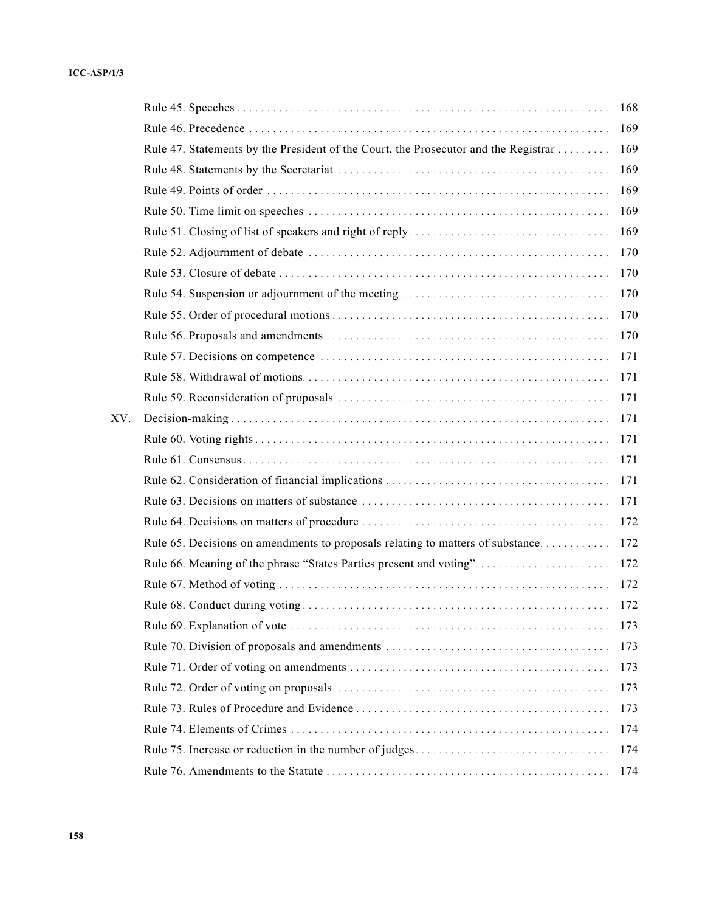| | | |
|---|---|---|
| | Rule 45. Speeches | 168 |
| | Rule 46. Precedence | 169 |
| | Rule 47. Statements by the President of the Court, the Prosecutor and the Registrar | 169 |
| | Rule 48. Statements by the Secretariat | 169 |
| | Rule 49. Points of order | 169 |
| | Rule 50. Time limit on speeches | 169 |
| | Rule 51. Closing of list of speakers and right of reply | 169 |
| | Rule 52. Adjournment of debate | 170 |
| | Rule 53. Closure of debate | 170 |
| | Rule 54. Suspension or adjournment of the meeting | 170 |
| | Rule 55. Order of procedural motions | 170 |
| | Rule 56. Proposals and amendments | 170 |
| | Rule 57. Decisions on competence | 171 |
| | Rule 58. Withdrawal of motions | 171 |
| | Rule 59. Reconsideration of proposals | 171 |
| XV. | Decision-making | 171 |
| | Rule 60. Voting rights | 171 |
| | Rule 61. Consensus | 171 |
| | Rule 62. Consideration of financial implications | 171 |
| | Rule 63. Decisions on matters of substance | 171 |
| | Rule 64. Decisions on matters of procedure | 172 |
| | Rule 65. Decisions on amendments to proposals relating to matters of substance | 172 |
| | Rule 66. Meaning of the phrase "States Parties present and voting" | 172 |
| | Rule 67. Method of voting | 172 |
| | Rule 68. Conduct during voting | 172 |
| | Rule 69. Explanation of vote | 173 |
| | Rule 70. Division of proposals and amendments | 173 |
| | Rule 71. Order of voting on amendments | 173 |
| | Rule 72. Order of voting on proposals | 173 |
| | Rule 73. Rules of Procedure and Evidence | 173 |
| | Rule 74. Elements of Crimes | 174 |
| | Rule 75. Increase or reduction in the number of judges | 174 |
| | Rule 76. Amendments to the Statute | 174 |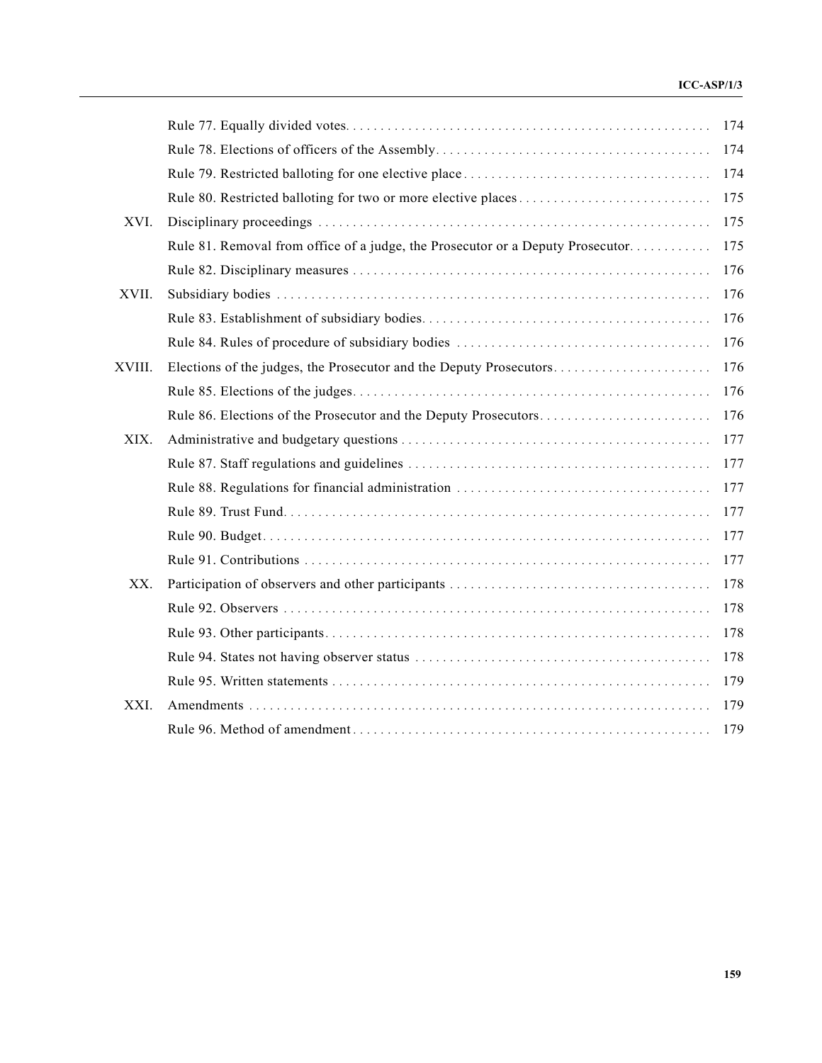| | | |
|---|---|---|
| | Rule 77. Equally divided votes | 174 |
| | Rule 78. Elections of officers of the Assembly | 174 |
| | Rule 79. Restricted balloting for one elective place | 174 |
| | Rule 80. Restricted balloting for two or more elective places | 175 |
| XVI. | Disciplinary proceedings | 175 |
| | Rule 81. Removal from office of a judge, the Prosecutor or a Deputy Prosecutor | 175 |
| | Rule 82. Disciplinary measures | 176 |
| XVII. | Subsidiary bodies | 176 |
| | Rule 83. Establishment of subsidiary bodies | 176 |
| | Rule 84. Rules of procedure of subsidiary bodies | 176 |
| XVIII. | Elections of the judges, the Prosecutor and the Deputy Prosecutors | 176 |
| | Rule 85. Elections of the judges | 176 |
| | Rule 86. Elections of the Prosecutor and the Deputy Prosecutors | 176 |
| XIX. | Administrative and budgetary questions | 177 |
| | Rule 87. Staff regulations and guidelines | 177 |
| | Rule 88. Regulations for financial administration | 177 |
| | Rule 89. Trust Fund | 177 |
| | Rule 90. Budget | 177 |
| | Rule 91. Contributions | 177 |
| XX. | Participation of observers and other participants | 178 |
| | Rule 92. Observers | 178 |
| | Rule 93. Other participants | 178 |
| | Rule 94. States not having observer status | 178 |
| | Rule 95. Written statements | 179 |
| XXI. | Amendments | 179 |
| | Rule 96. Method of amendment | 179 |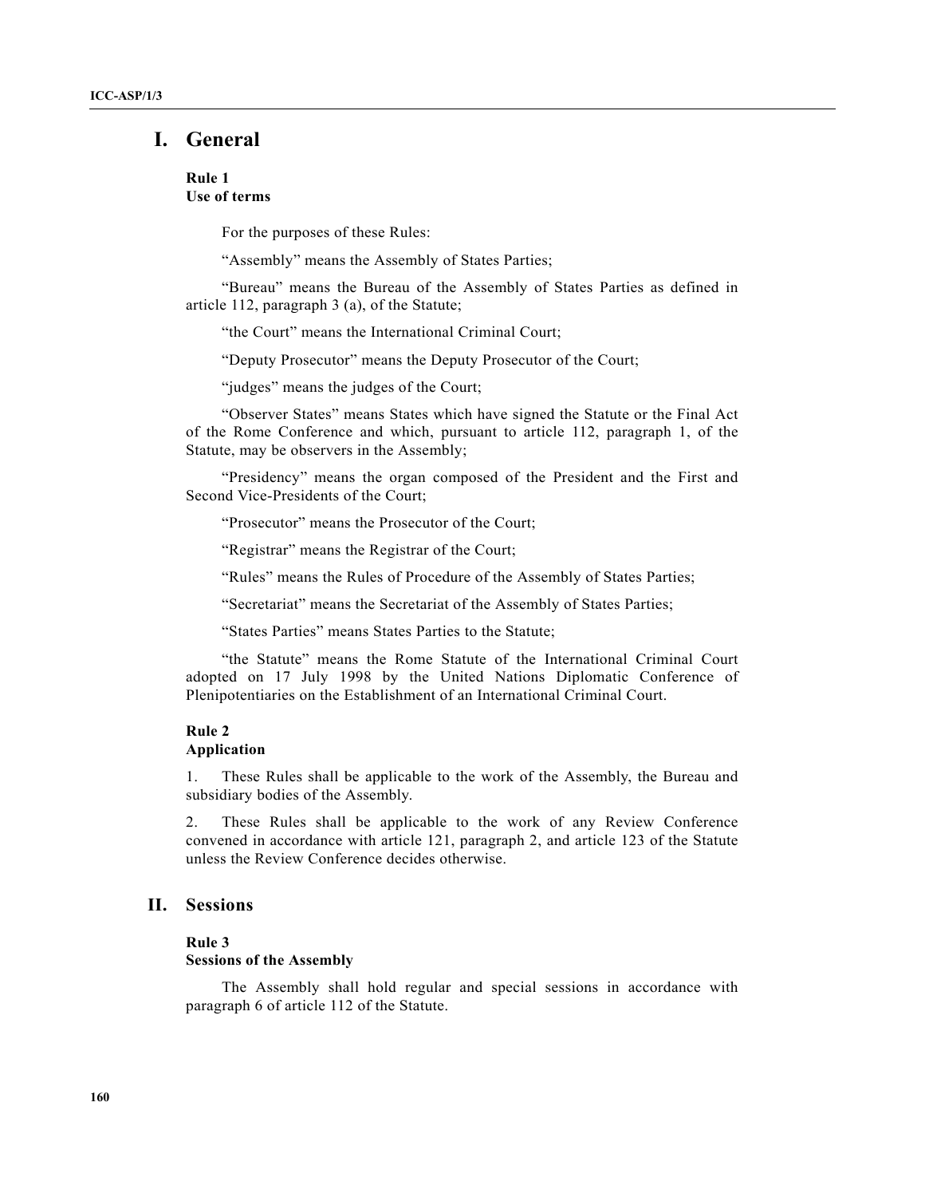# I. General

**Rule 1**
**Use of terms**

For the purposes of these Rules:

"Assembly" means the Assembly of States Parties;

"Bureau" means the Bureau of the Assembly of States Parties as defined in article 112, paragraph 3 (a), of the Statute;

"the Court" means the International Criminal Court;

"Deputy Prosecutor" means the Deputy Prosecutor of the Court;

"judges" means the judges of the Court;

"Observer States" means States which have signed the Statute or the Final Act of the Rome Conference and which, pursuant to article 112, paragraph 1, of the Statute, may be observers in the Assembly;

"Presidency" means the organ composed of the President and the First and Second Vice-Presidents of the Court;

"Prosecutor" means the Prosecutor of the Court;

"Registrar" means the Registrar of the Court;

"Rules" means the Rules of Procedure of the Assembly of States Parties;

"Secretariat" means the Secretariat of the Assembly of States Parties;

"States Parties" means States Parties to the Statute;

"the Statute" means the Rome Statute of the International Criminal Court adopted on 17 July 1998 by the United Nations Diplomatic Conference of Plenipotentiaries on the Establishment of an International Criminal Court.

**Rule 2**
**Application**

1. These Rules shall be applicable to the work of the Assembly, the Bureau and subsidiary bodies of the Assembly.

2. These Rules shall be applicable to the work of any Review Conference convened in accordance with article 121, paragraph 2, and article 123 of the Statute unless the Review Conference decides otherwise.

# II. Sessions

**Rule 3**
**Sessions of the Assembly**

The Assembly shall hold regular and special sessions in accordance with paragraph 6 of article 112 of the Statute.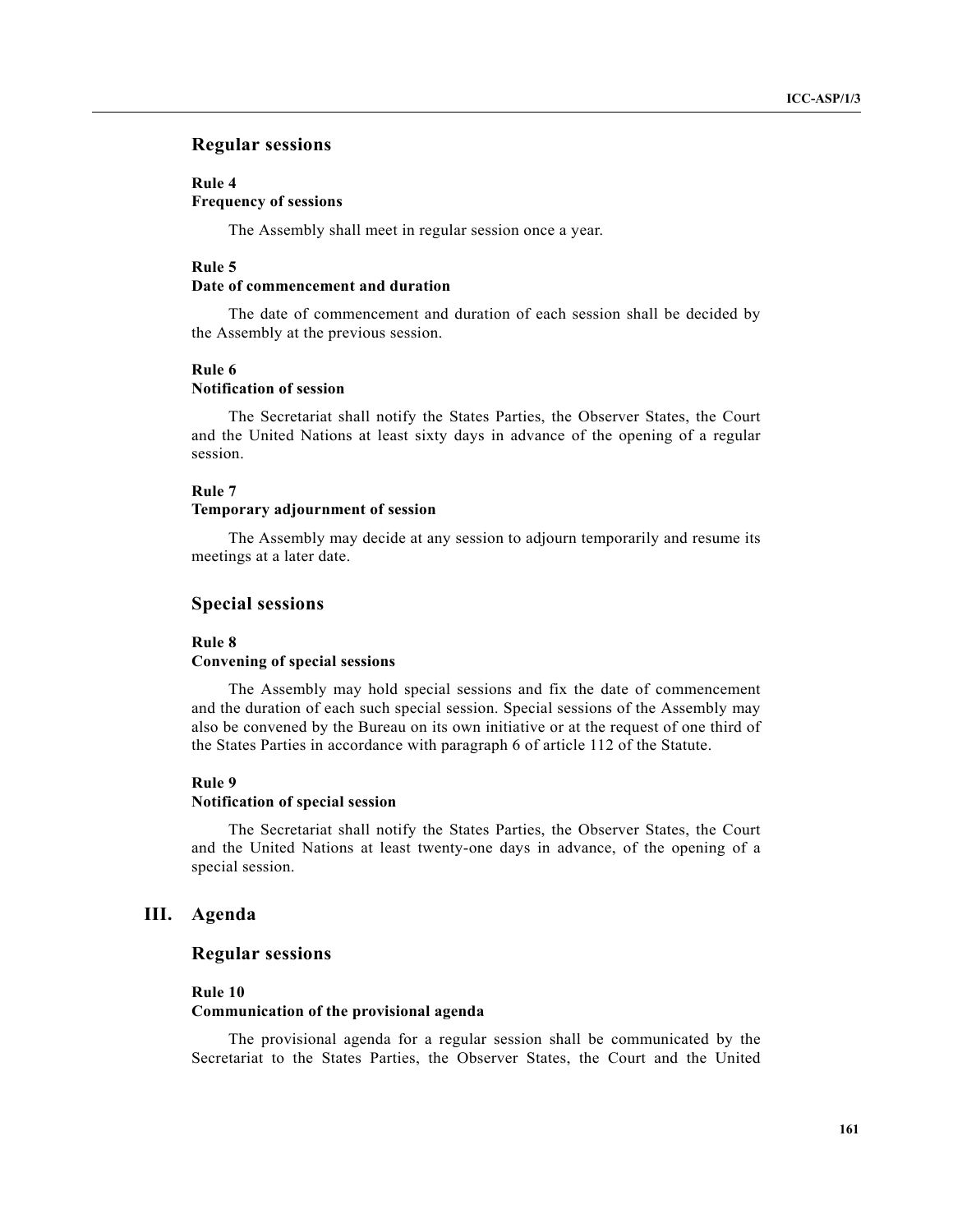### Regular sessions

**Rule 4**
**Frequency of sessions**

The Assembly shall meet in regular session once a year.

**Rule 5**
**Date of commencement and duration**

The date of commencement and duration of each session shall be decided by the Assembly at the previous session.

**Rule 6**
**Notification of session**

The Secretariat shall notify the States Parties, the Observer States, the Court and the United Nations at least sixty days in advance of the opening of a regular session.

**Rule 7**
**Temporary adjournment of session**

The Assembly may decide at any session to adjourn temporarily and resume its meetings at a later date.

### Special sessions

**Rule 8**
**Convening of special sessions**

The Assembly may hold special sessions and fix the date of commencement and the duration of each such special session. Special sessions of the Assembly may also be convened by the Bureau on its own initiative or at the request of one third of the States Parties in accordance with paragraph 6 of article 112 of the Statute.

**Rule 9**
**Notification of special session**

The Secretariat shall notify the States Parties, the Observer States, the Court and the United Nations at least twenty-one days in advance, of the opening of a special session.

## III. Agenda

### Regular sessions

**Rule 10**
**Communication of the provisional agenda**

The provisional agenda for a regular session shall be communicated by the Secretariat to the States Parties, the Observer States, the Court and the United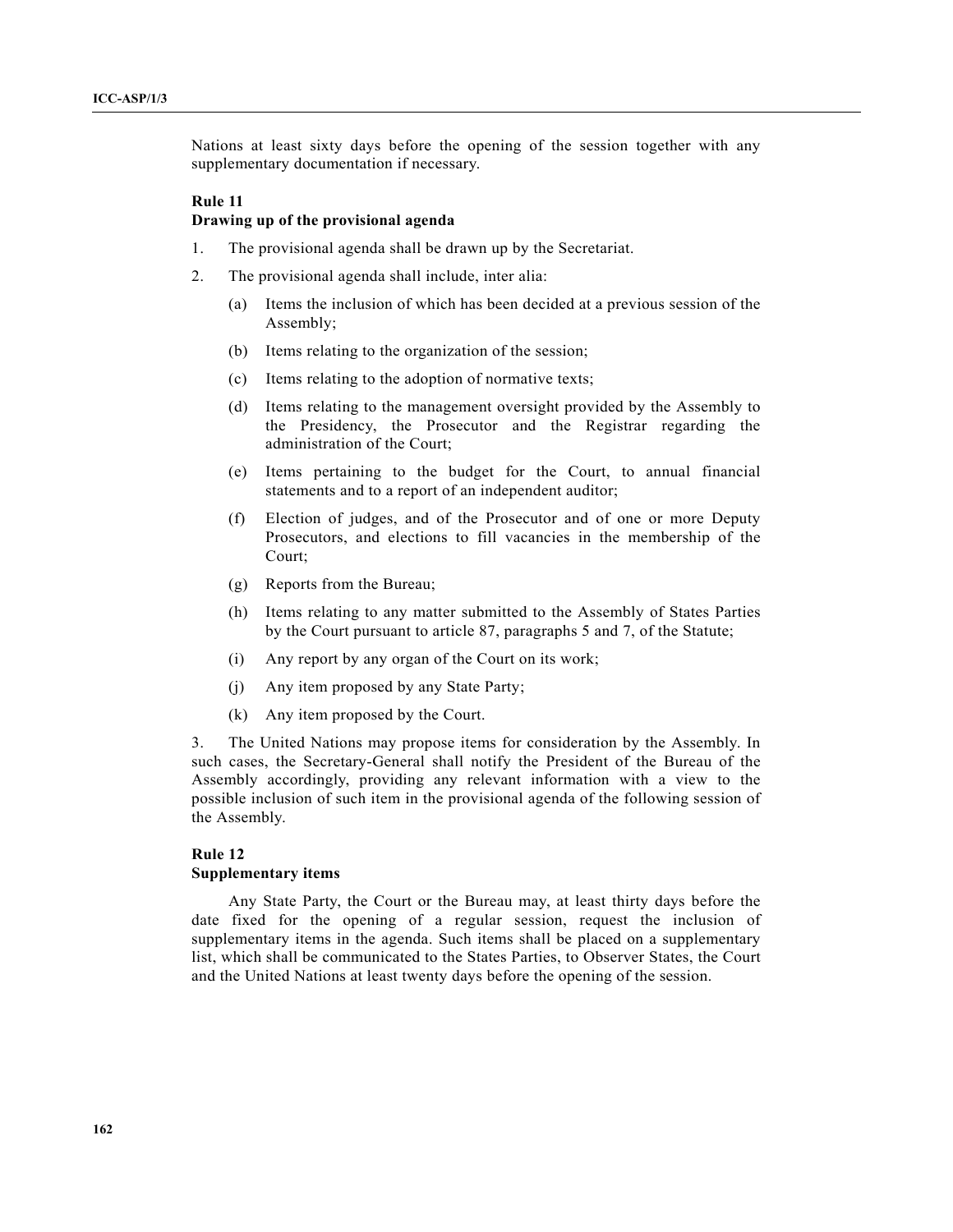Nations at least sixty days before the opening of the session together with any supplementary documentation if necessary.

**Rule 11**
**Drawing up of the provisional agenda**

1. The provisional agenda shall be drawn up by the Secretariat.

2. The provisional agenda shall include, inter alia:

   (a) Items the inclusion of which has been decided at a previous session of the Assembly;

   (b) Items relating to the organization of the session;

   (c) Items relating to the adoption of normative texts;

   (d) Items relating to the management oversight provided by the Assembly to the Presidency, the Prosecutor and the Registrar regarding the administration of the Court;

   (e) Items pertaining to the budget for the Court, to annual financial statements and to a report of an independent auditor;

   (f) Election of judges, and of the Prosecutor and of one or more Deputy Prosecutors, and elections to fill vacancies in the membership of the Court;

   (g) Reports from the Bureau;

   (h) Items relating to any matter submitted to the Assembly of States Parties by the Court pursuant to article 87, paragraphs 5 and 7, of the Statute;

   (i) Any report by any organ of the Court on its work;

   (j) Any item proposed by any State Party;

   (k) Any item proposed by the Court.

3. The United Nations may propose items for consideration by the Assembly. In such cases, the Secretary-General shall notify the President of the Bureau of the Assembly accordingly, providing any relevant information with a view to the possible inclusion of such item in the provisional agenda of the following session of the Assembly.

**Rule 12**
**Supplementary items**

Any State Party, the Court or the Bureau may, at least thirty days before the date fixed for the opening of a regular session, request the inclusion of supplementary items in the agenda. Such items shall be placed on a supplementary list, which shall be communicated to the States Parties, to Observer States, the Court and the United Nations at least twenty days before the opening of the session.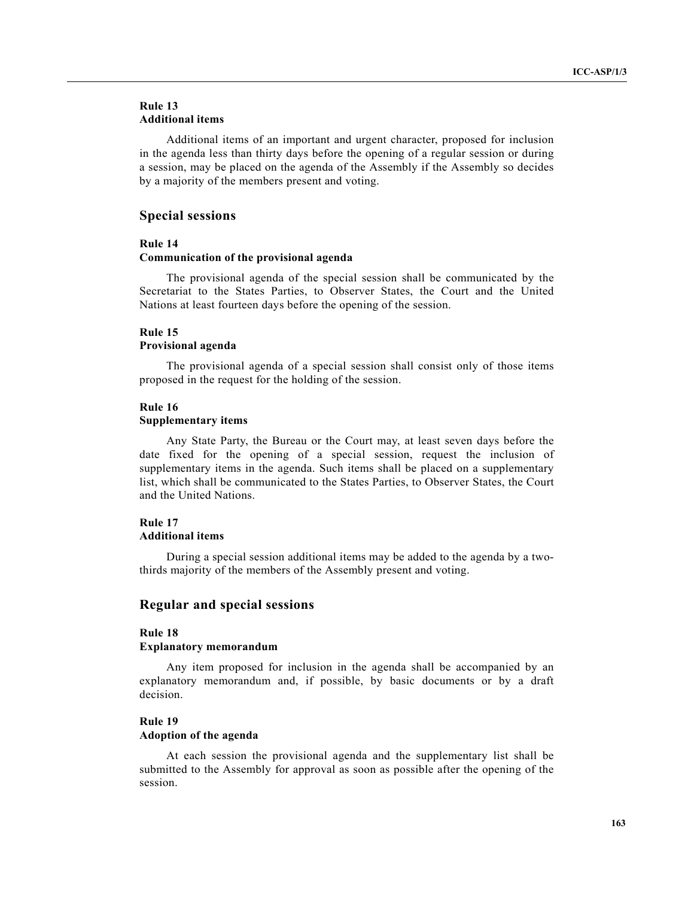#### Rule 13
#### Additional items

Additional items of an important and urgent character, proposed for inclusion in the agenda less than thirty days before the opening of a regular session or during a session, may be placed on the agenda of the Assembly if the Assembly so decides by a majority of the members present and voting.

## Special sessions

#### Rule 14
#### Communication of the provisional agenda

The provisional agenda of the special session shall be communicated by the Secretariat to the States Parties, to Observer States, the Court and the United Nations at least fourteen days before the opening of the session.

#### Rule 15
#### Provisional agenda

The provisional agenda of a special session shall consist only of those items proposed in the request for the holding of the session.

#### Rule 16
#### Supplementary items

Any State Party, the Bureau or the Court may, at least seven days before the date fixed for the opening of a special session, request the inclusion of supplementary items in the agenda. Such items shall be placed on a supplementary list, which shall be communicated to the States Parties, to Observer States, the Court and the United Nations.

#### Rule 17
#### Additional items

During a special session additional items may be added to the agenda by a two-thirds majority of the members of the Assembly present and voting.

## Regular and special sessions

#### Rule 18
#### Explanatory memorandum

Any item proposed for inclusion in the agenda shall be accompanied by an explanatory memorandum and, if possible, by basic documents or by a draft decision.

#### Rule 19
#### Adoption of the agenda

At each session the provisional agenda and the supplementary list shall be submitted to the Assembly for approval as soon as possible after the opening of the session.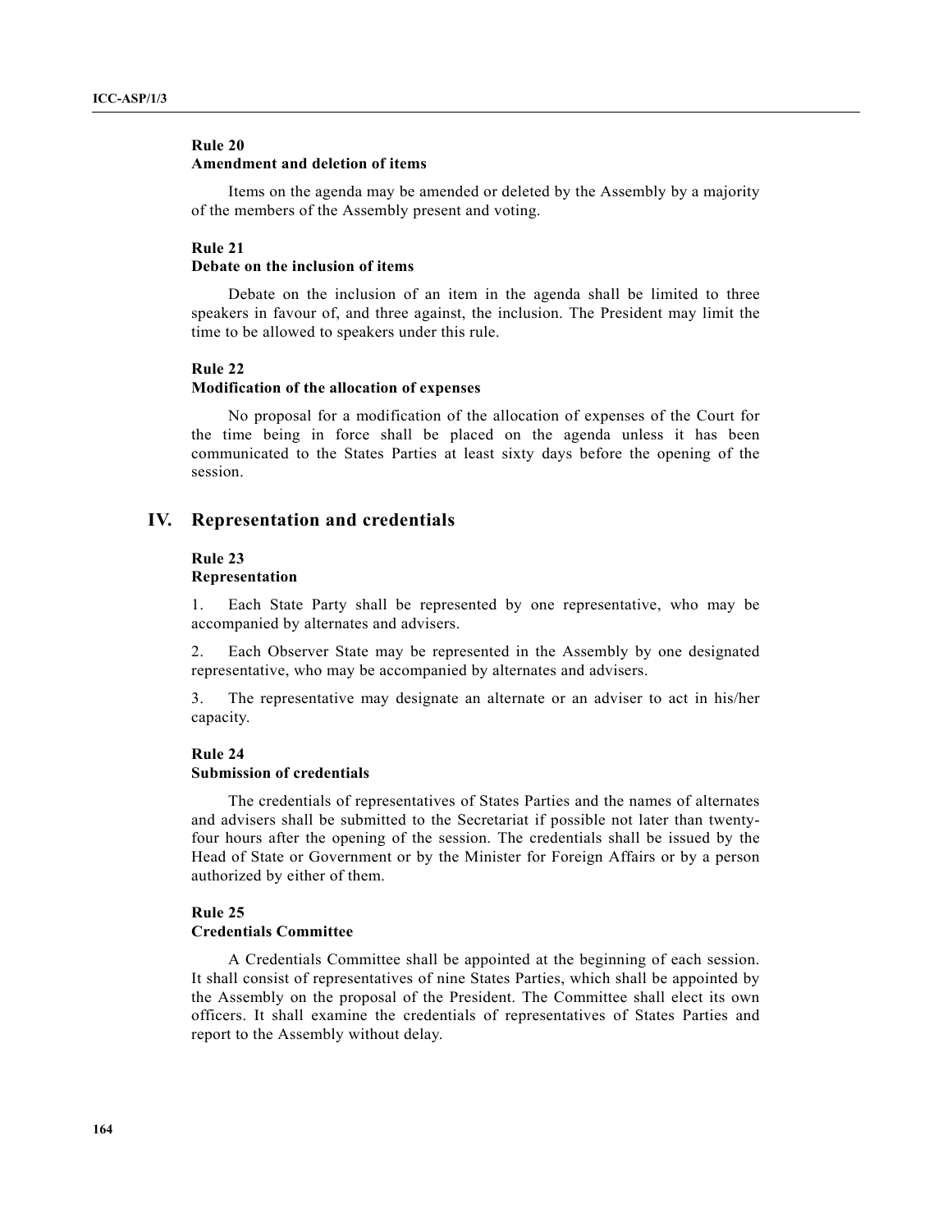### Rule 20
### Amendment and deletion of items

Items on the agenda may be amended or deleted by the Assembly by a majority of the members of the Assembly present and voting.

### Rule 21
### Debate on the inclusion of items

Debate on the inclusion of an item in the agenda shall be limited to three speakers in favour of, and three against, the inclusion. The President may limit the time to be allowed to speakers under this rule.

### Rule 22
### Modification of the allocation of expenses

No proposal for a modification of the allocation of expenses of the Court for the time being in force shall be placed on the agenda unless it has been communicated to the States Parties at least sixty days before the opening of the session.

## IV. Representation and credentials

### Rule 23
### Representation

1. Each State Party shall be represented by one representative, who may be accompanied by alternates and advisers.

2. Each Observer State may be represented in the Assembly by one designated representative, who may be accompanied by alternates and advisers.

3. The representative may designate an alternate or an adviser to act in his/her capacity.

### Rule 24
### Submission of credentials

The credentials of representatives of States Parties and the names of alternates and advisers shall be submitted to the Secretariat if possible not later than twenty-four hours after the opening of the session. The credentials shall be issued by the Head of State or Government or by the Minister for Foreign Affairs or by a person authorized by either of them.

### Rule 25
### Credentials Committee

A Credentials Committee shall be appointed at the beginning of each session. It shall consist of representatives of nine States Parties, which shall be appointed by the Assembly on the proposal of the President. The Committee shall elect its own officers. It shall examine the credentials of representatives of States Parties and report to the Assembly without delay.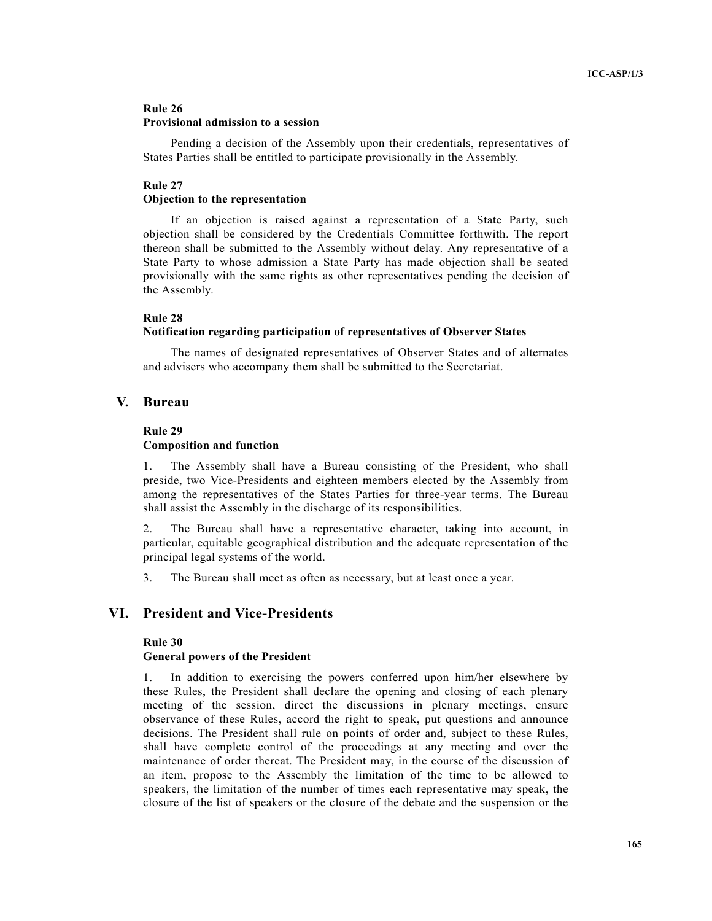**Rule 26**
**Provisional admission to a session**

Pending a decision of the Assembly upon their credentials, representatives of States Parties shall be entitled to participate provisionally in the Assembly.

**Rule 27**
**Objection to the representation**

If an objection is raised against a representation of a State Party, such objection shall be considered by the Credentials Committee forthwith. The report thereon shall be submitted to the Assembly without delay. Any representative of a State Party to whose admission a State Party has made objection shall be seated provisionally with the same rights as other representatives pending the decision of the Assembly.

**Rule 28**
**Notification regarding participation of representatives of Observer States**

The names of designated representatives of Observer States and of alternates and advisers who accompany them shall be submitted to the Secretariat.

## V. Bureau

**Rule 29**
**Composition and function**

1. The Assembly shall have a Bureau consisting of the President, who shall preside, two Vice-Presidents and eighteen members elected by the Assembly from among the representatives of the States Parties for three-year terms. The Bureau shall assist the Assembly in the discharge of its responsibilities.

2. The Bureau shall have a representative character, taking into account, in particular, equitable geographical distribution and the adequate representation of the principal legal systems of the world.

3. The Bureau shall meet as often as necessary, but at least once a year.

## VI. President and Vice-Presidents

**Rule 30**
**General powers of the President**

1. In addition to exercising the powers conferred upon him/her elsewhere by these Rules, the President shall declare the opening and closing of each plenary meeting of the session, direct the discussions in plenary meetings, ensure observance of these Rules, accord the right to speak, put questions and announce decisions. The President shall rule on points of order and, subject to these Rules, shall have complete control of the proceedings at any meeting and over the maintenance of order thereat. The President may, in the course of the discussion of an item, propose to the Assembly the limitation of the time to be allowed to speakers, the limitation of the number of times each representative may speak, the closure of the list of speakers or the closure of the debate and the suspension or the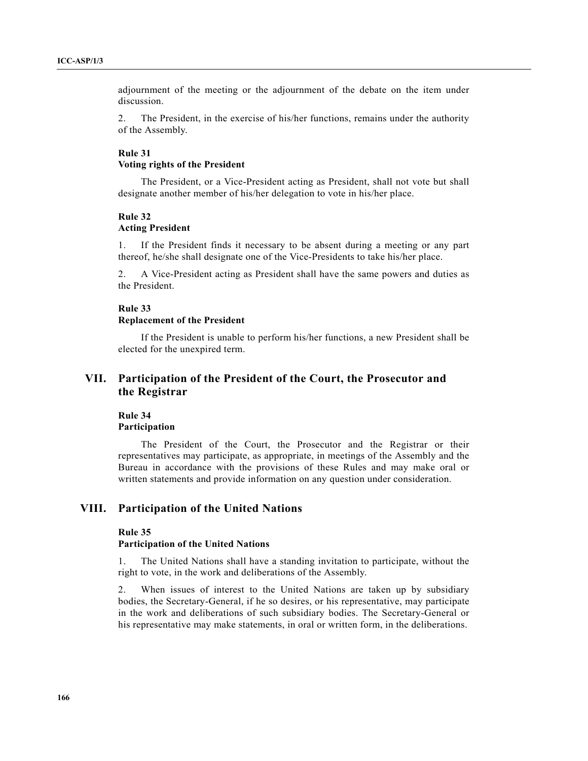adjournment of the meeting or the adjournment of the debate on the item under discussion.

2. The President, in the exercise of his/her functions, remains under the authority of the Assembly.

**Rule 31**
**Voting rights of the President**

The President, or a Vice-President acting as President, shall not vote but shall designate another member of his/her delegation to vote in his/her place.

**Rule 32**
**Acting President**

1. If the President finds it necessary to be absent during a meeting or any part thereof, he/she shall designate one of the Vice-Presidents to take his/her place.

2. A Vice-President acting as President shall have the same powers and duties as the President.

**Rule 33**
**Replacement of the President**

If the President is unable to perform his/her functions, a new President shall be elected for the unexpired term.

## VII. Participation of the President of the Court, the Prosecutor and the Registrar

**Rule 34**
**Participation**

The President of the Court, the Prosecutor and the Registrar or their representatives may participate, as appropriate, in meetings of the Assembly and the Bureau in accordance with the provisions of these Rules and may make oral or written statements and provide information on any question under consideration.

## VIII. Participation of the United Nations

**Rule 35**
**Participation of the United Nations**

1. The United Nations shall have a standing invitation to participate, without the right to vote, in the work and deliberations of the Assembly.

2. When issues of interest to the United Nations are taken up by subsidiary bodies, the Secretary-General, if he so desires, or his representative, may participate in the work and deliberations of such subsidiary bodies. The Secretary-General or his representative may make statements, in oral or written form, in the deliberations.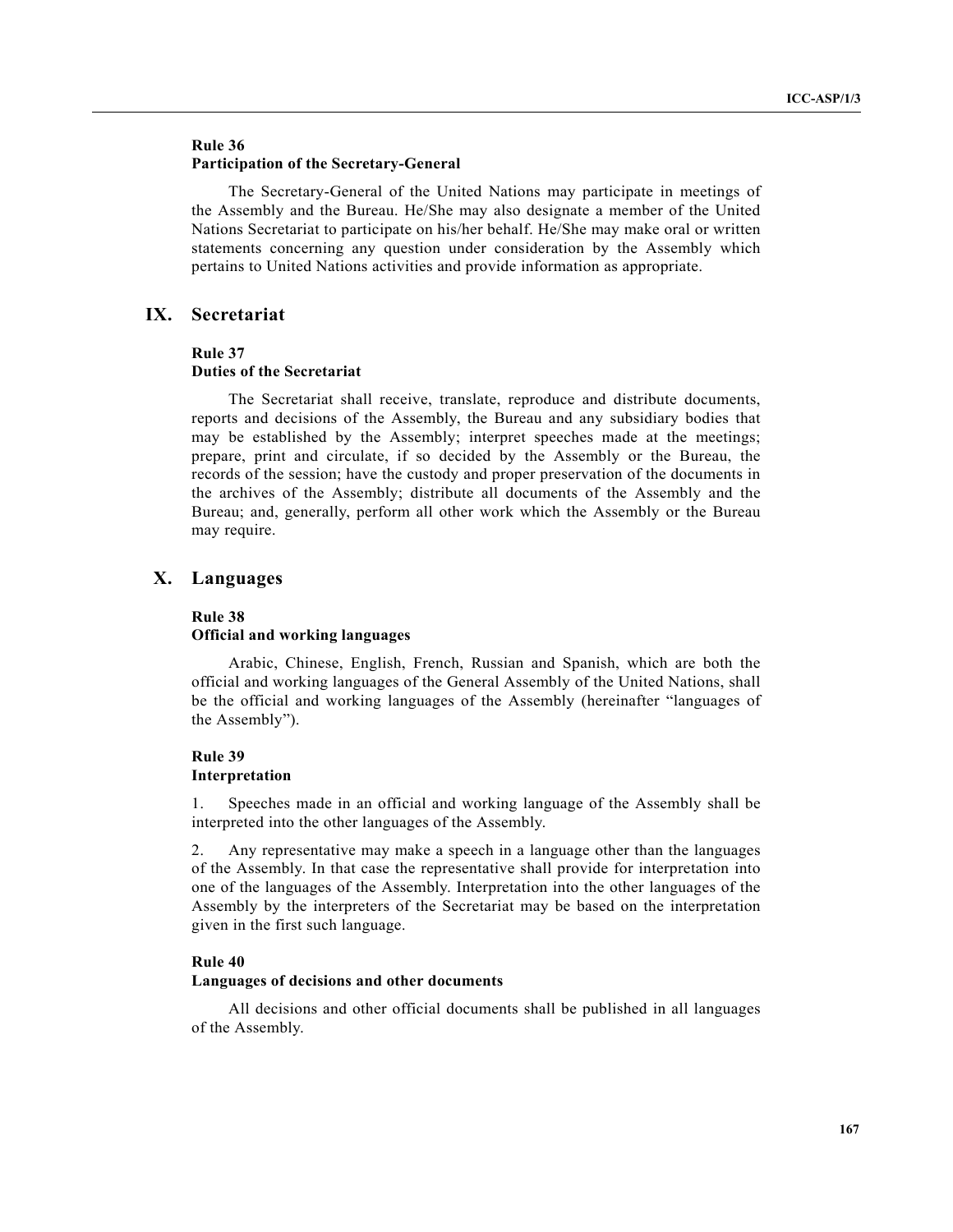### Rule 36
### Participation of the Secretary-General

The Secretary-General of the United Nations may participate in meetings of the Assembly and the Bureau. He/She may also designate a member of the United Nations Secretariat to participate on his/her behalf. He/She may make oral or written statements concerning any question under consideration by the Assembly which pertains to United Nations activities and provide information as appropriate.

## IX. Secretariat

### Rule 37
### Duties of the Secretariat

The Secretariat shall receive, translate, reproduce and distribute documents, reports and decisions of the Assembly, the Bureau and any subsidiary bodies that may be established by the Assembly; interpret speeches made at the meetings; prepare, print and circulate, if so decided by the Assembly or the Bureau, the records of the session; have the custody and proper preservation of the documents in the archives of the Assembly; distribute all documents of the Assembly and the Bureau; and, generally, perform all other work which the Assembly or the Bureau may require.

## X. Languages

### Rule 38
### Official and working languages

Arabic, Chinese, English, French, Russian and Spanish, which are both the official and working languages of the General Assembly of the United Nations, shall be the official and working languages of the Assembly (hereinafter "languages of the Assembly").

### Rule 39
### Interpretation

1. Speeches made in an official and working language of the Assembly shall be interpreted into the other languages of the Assembly.

2. Any representative may make a speech in a language other than the languages of the Assembly. In that case the representative shall provide for interpretation into one of the languages of the Assembly. Interpretation into the other languages of the Assembly by the interpreters of the Secretariat may be based on the interpretation given in the first such language.

### Rule 40
### Languages of decisions and other documents

All decisions and other official documents shall be published in all languages of the Assembly.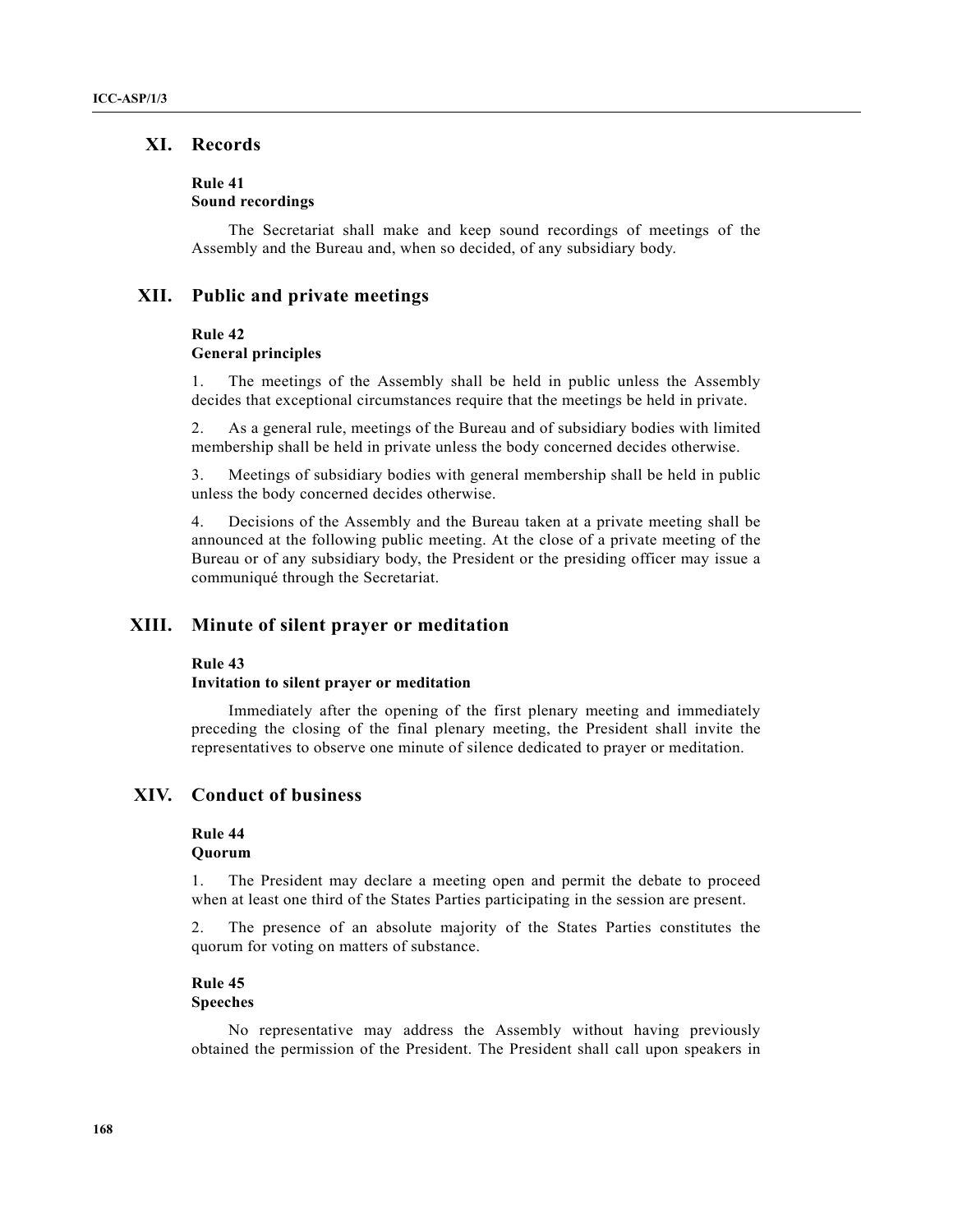## XI. Records

**Rule 41**
**Sound recordings**

The Secretariat shall make and keep sound recordings of meetings of the Assembly and the Bureau and, when so decided, of any subsidiary body.

## XII. Public and private meetings

**Rule 42**
**General principles**

1. The meetings of the Assembly shall be held in public unless the Assembly decides that exceptional circumstances require that the meetings be held in private.

2. As a general rule, meetings of the Bureau and of subsidiary bodies with limited membership shall be held in private unless the body concerned decides otherwise.

3. Meetings of subsidiary bodies with general membership shall be held in public unless the body concerned decides otherwise.

4. Decisions of the Assembly and the Bureau taken at a private meeting shall be announced at the following public meeting. At the close of a private meeting of the Bureau or of any subsidiary body, the President or the presiding officer may issue a communiqué through the Secretariat.

## XIII. Minute of silent prayer or meditation

**Rule 43**
**Invitation to silent prayer or meditation**

Immediately after the opening of the first plenary meeting and immediately preceding the closing of the final plenary meeting, the President shall invite the representatives to observe one minute of silence dedicated to prayer or meditation.

## XIV. Conduct of business

**Rule 44**
**Quorum**

1. The President may declare a meeting open and permit the debate to proceed when at least one third of the States Parties participating in the session are present.

2. The presence of an absolute majority of the States Parties constitutes the quorum for voting on matters of substance.

**Rule 45**
**Speeches**

No representative may address the Assembly without having previously obtained the permission of the President. The President shall call upon speakers in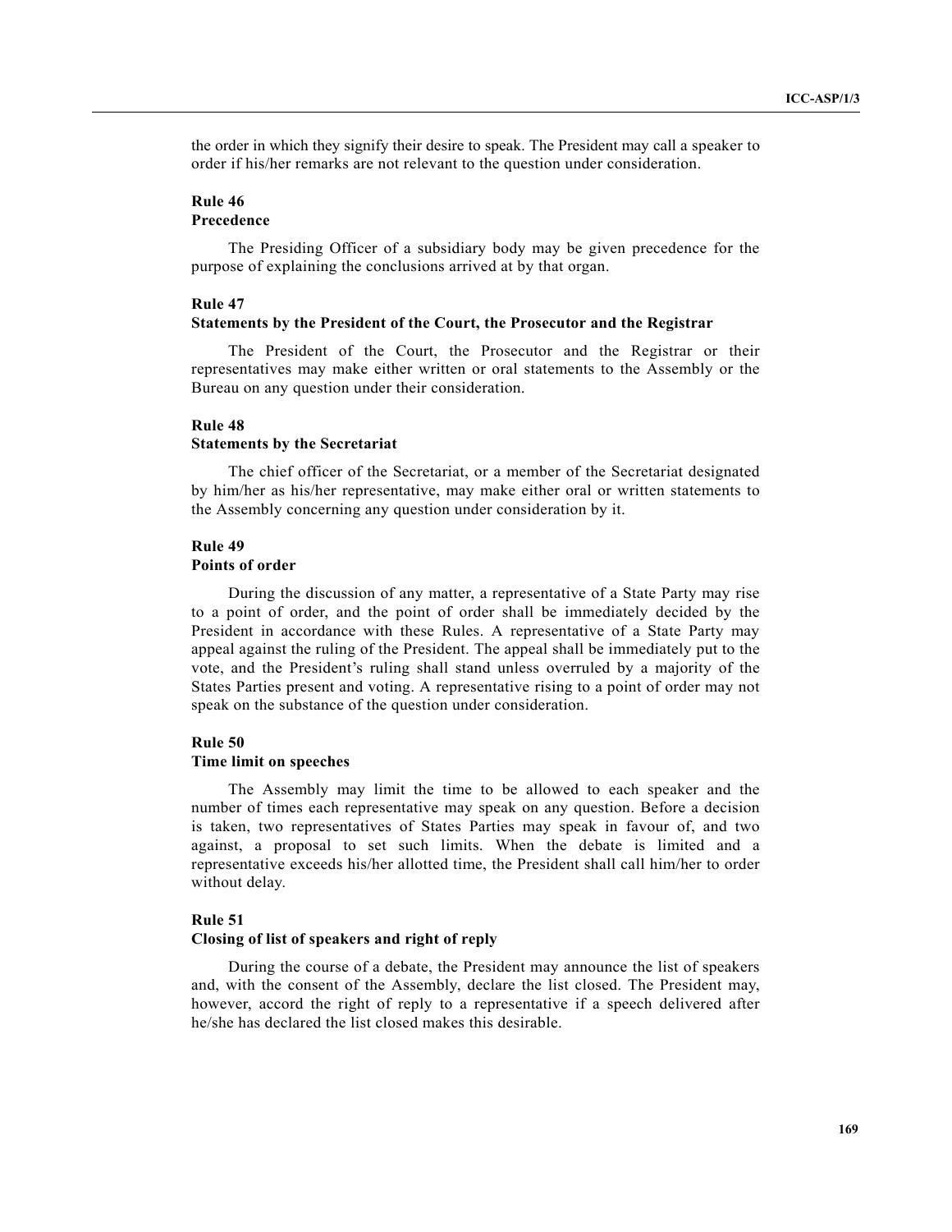the order in which they signify their desire to speak. The President may call a speaker to order if his/her remarks are not relevant to the question under consideration.

**Rule 46**
**Precedence**

The Presiding Officer of a subsidiary body may be given precedence for the purpose of explaining the conclusions arrived at by that organ.

**Rule 47**
**Statements by the President of the Court, the Prosecutor and the Registrar**

The President of the Court, the Prosecutor and the Registrar or their representatives may make either written or oral statements to the Assembly or the Bureau on any question under their consideration.

**Rule 48**
**Statements by the Secretariat**

The chief officer of the Secretariat, or a member of the Secretariat designated by him/her as his/her representative, may make either oral or written statements to the Assembly concerning any question under consideration by it.

**Rule 49**
**Points of order**

During the discussion of any matter, a representative of a State Party may rise to a point of order, and the point of order shall be immediately decided by the President in accordance with these Rules. A representative of a State Party may appeal against the ruling of the President. The appeal shall be immediately put to the vote, and the President's ruling shall stand unless overruled by a majority of the States Parties present and voting. A representative rising to a point of order may not speak on the substance of the question under consideration.

**Rule 50**
**Time limit on speeches**

The Assembly may limit the time to be allowed to each speaker and the number of times each representative may speak on any question. Before a decision is taken, two representatives of States Parties may speak in favour of, and two against, a proposal to set such limits. When the debate is limited and a representative exceeds his/her allotted time, the President shall call him/her to order without delay.

**Rule 51**
**Closing of list of speakers and right of reply**

During the course of a debate, the President may announce the list of speakers and, with the consent of the Assembly, declare the list closed. The President may, however, accord the right of reply to a representative if a speech delivered after he/she has declared the list closed makes this desirable.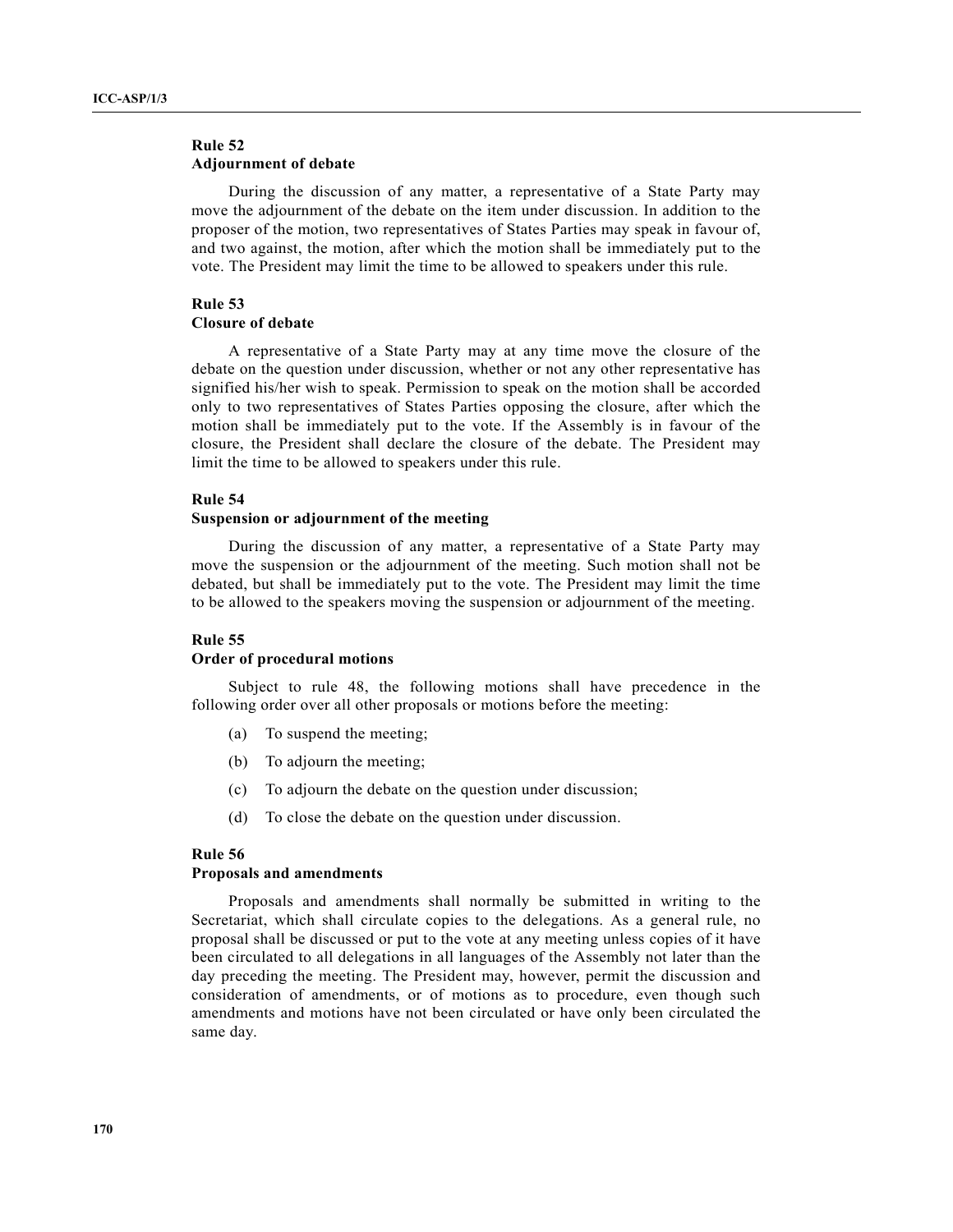### Rule 52
### Adjournment of debate

During the discussion of any matter, a representative of a State Party may move the adjournment of the debate on the item under discussion. In addition to the proposer of the motion, two representatives of States Parties may speak in favour of, and two against, the motion, after which the motion shall be immediately put to the vote. The President may limit the time to be allowed to speakers under this rule.

### Rule 53
### Closure of debate

A representative of a State Party may at any time move the closure of the debate on the question under discussion, whether or not any other representative has signified his/her wish to speak. Permission to speak on the motion shall be accorded only to two representatives of States Parties opposing the closure, after which the motion shall be immediately put to the vote. If the Assembly is in favour of the closure, the President shall declare the closure of the debate. The President may limit the time to be allowed to speakers under this rule.

### Rule 54
### Suspension or adjournment of the meeting

During the discussion of any matter, a representative of a State Party may move the suspension or the adjournment of the meeting. Such motion shall not be debated, but shall be immediately put to the vote. The President may limit the time to be allowed to the speakers moving the suspension or adjournment of the meeting.

### Rule 55
### Order of procedural motions

Subject to rule 48, the following motions shall have precedence in the following order over all other proposals or motions before the meeting:

(a) To suspend the meeting;

(b) To adjourn the meeting;

(c) To adjourn the debate on the question under discussion;

(d) To close the debate on the question under discussion.

### Rule 56
### Proposals and amendments

Proposals and amendments shall normally be submitted in writing to the Secretariat, which shall circulate copies to the delegations. As a general rule, no proposal shall be discussed or put to the vote at any meeting unless copies of it have been circulated to all delegations in all languages of the Assembly not later than the day preceding the meeting. The President may, however, permit the discussion and consideration of amendments, or of motions as to procedure, even though such amendments and motions have not been circulated or have only been circulated the same day.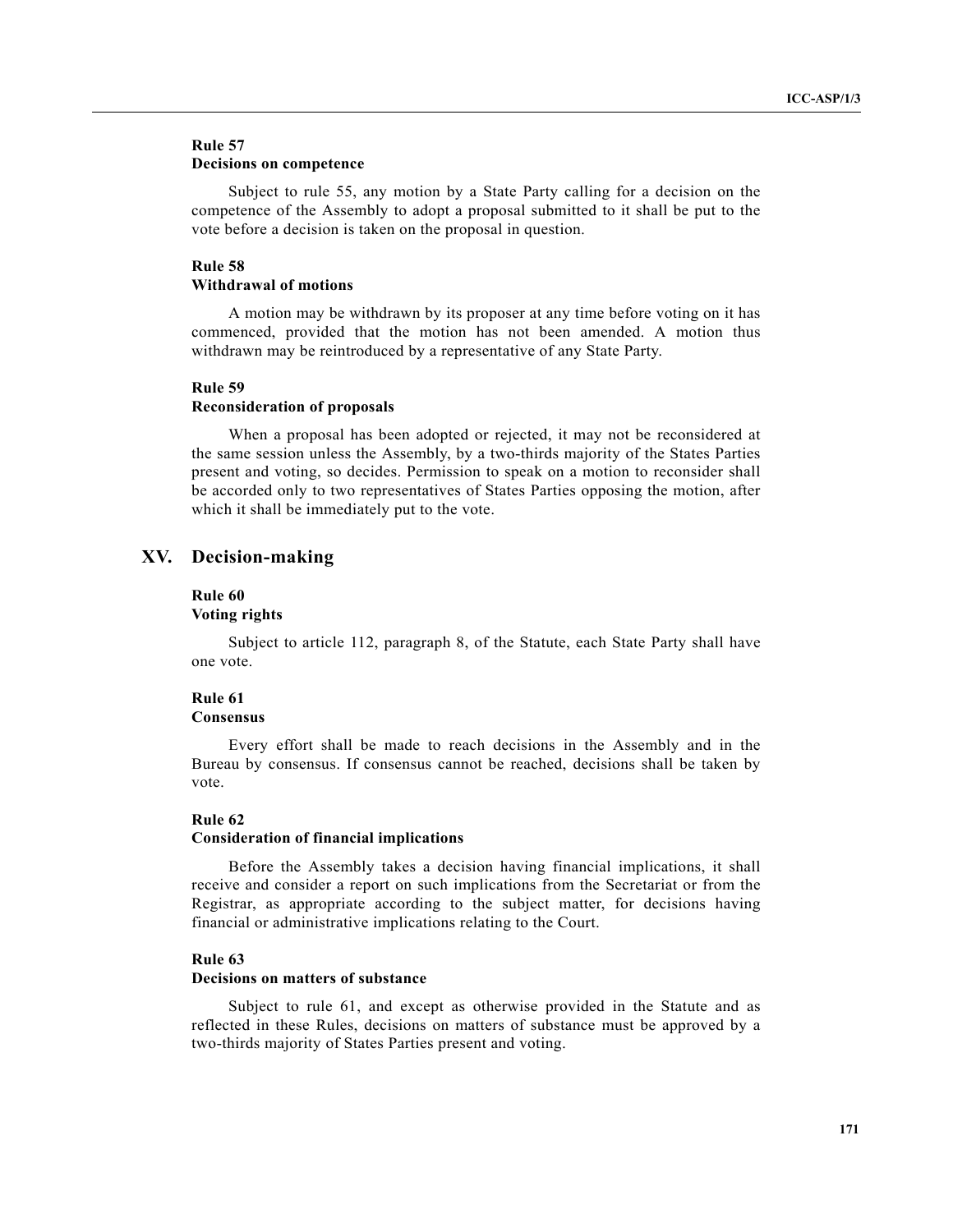### Rule 57
### Decisions on competence

Subject to rule 55, any motion by a State Party calling for a decision on the competence of the Assembly to adopt a proposal submitted to it shall be put to the vote before a decision is taken on the proposal in question.

### Rule 58
### Withdrawal of motions

A motion may be withdrawn by its proposer at any time before voting on it has commenced, provided that the motion has not been amended. A motion thus withdrawn may be reintroduced by a representative of any State Party.

### Rule 59
### Reconsideration of proposals

When a proposal has been adopted or rejected, it may not be reconsidered at the same session unless the Assembly, by a two-thirds majority of the States Parties present and voting, so decides. Permission to speak on a motion to reconsider shall be accorded only to two representatives of States Parties opposing the motion, after which it shall be immediately put to the vote.

## XV. Decision-making

### Rule 60
### Voting rights

Subject to article 112, paragraph 8, of the Statute, each State Party shall have one vote.

### Rule 61
### Consensus

Every effort shall be made to reach decisions in the Assembly and in the Bureau by consensus. If consensus cannot be reached, decisions shall be taken by vote.

### Rule 62
### Consideration of financial implications

Before the Assembly takes a decision having financial implications, it shall receive and consider a report on such implications from the Secretariat or from the Registrar, as appropriate according to the subject matter, for decisions having financial or administrative implications relating to the Court.

### Rule 63
### Decisions on matters of substance

Subject to rule 61, and except as otherwise provided in the Statute and as reflected in these Rules, decisions on matters of substance must be approved by a two-thirds majority of States Parties present and voting.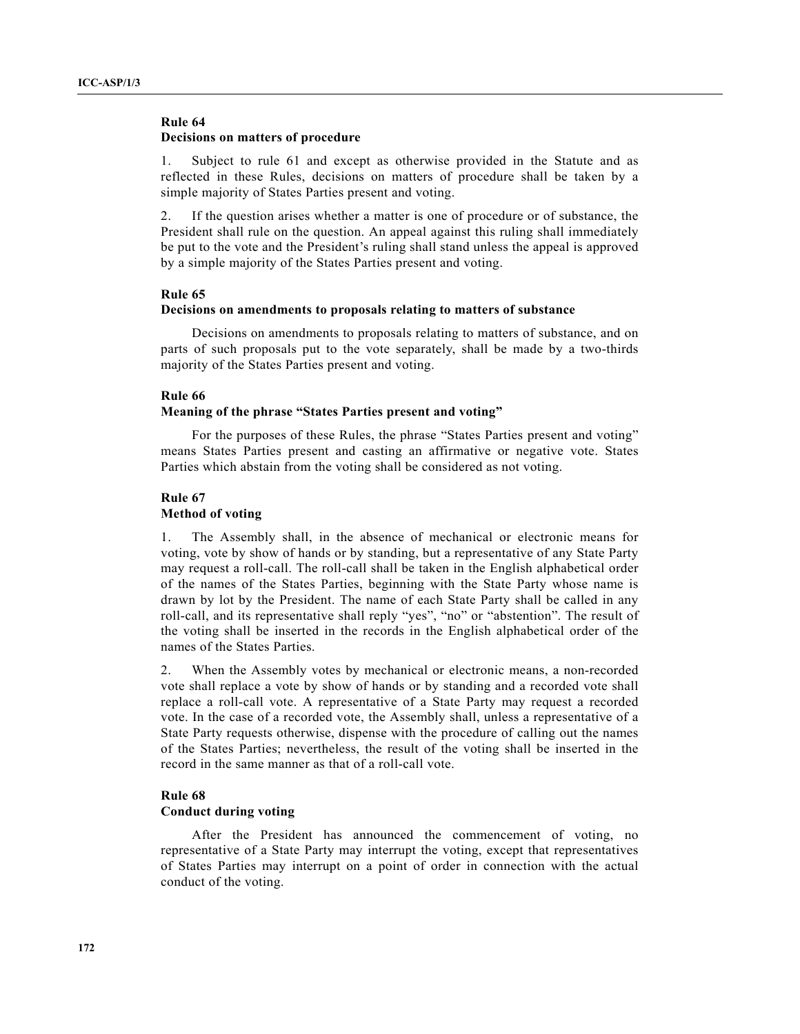### Rule 64
### Decisions on matters of procedure

1. Subject to rule 61 and except as otherwise provided in the Statute and as reflected in these Rules, decisions on matters of procedure shall be taken by a simple majority of States Parties present and voting.

2. If the question arises whether a matter is one of procedure or of substance, the President shall rule on the question. An appeal against this ruling shall immediately be put to the vote and the President's ruling shall stand unless the appeal is approved by a simple majority of the States Parties present and voting.

### Rule 65
### Decisions on amendments to proposals relating to matters of substance

Decisions on amendments to proposals relating to matters of substance, and on parts of such proposals put to the vote separately, shall be made by a two-thirds majority of the States Parties present and voting.

### Rule 66
### Meaning of the phrase "States Parties present and voting"

For the purposes of these Rules, the phrase "States Parties present and voting" means States Parties present and casting an affirmative or negative vote. States Parties which abstain from the voting shall be considered as not voting.

### Rule 67
### Method of voting

1. The Assembly shall, in the absence of mechanical or electronic means for voting, vote by show of hands or by standing, but a representative of any State Party may request a roll-call. The roll-call shall be taken in the English alphabetical order of the names of the States Parties, beginning with the State Party whose name is drawn by lot by the President. The name of each State Party shall be called in any roll-call, and its representative shall reply "yes", "no" or "abstention". The result of the voting shall be inserted in the records in the English alphabetical order of the names of the States Parties.

2. When the Assembly votes by mechanical or electronic means, a non-recorded vote shall replace a vote by show of hands or by standing and a recorded vote shall replace a roll-call vote. A representative of a State Party may request a recorded vote. In the case of a recorded vote, the Assembly shall, unless a representative of a State Party requests otherwise, dispense with the procedure of calling out the names of the States Parties; nevertheless, the result of the voting shall be inserted in the record in the same manner as that of a roll-call vote.

### Rule 68
### Conduct during voting

After the President has announced the commencement of voting, no representative of a State Party may interrupt the voting, except that representatives of States Parties may interrupt on a point of order in connection with the actual conduct of the voting.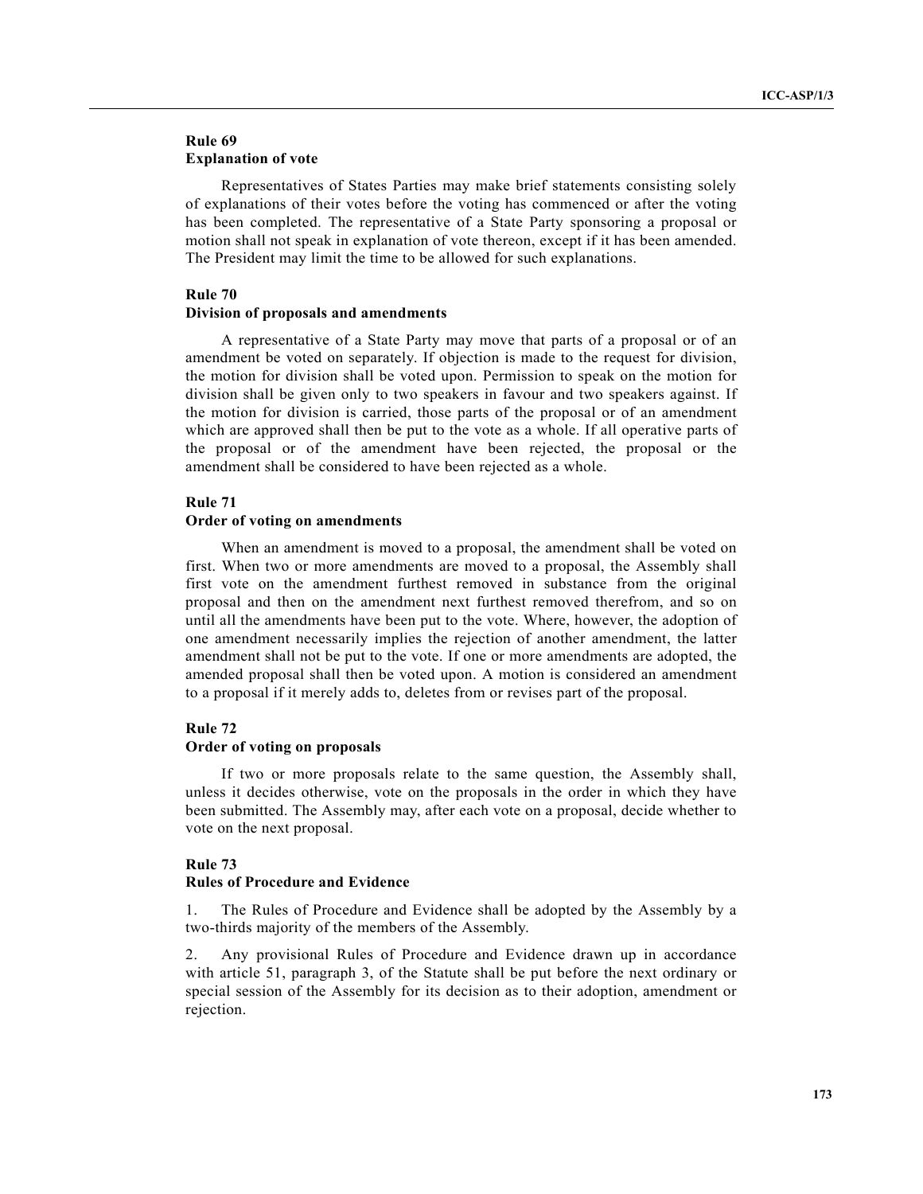### Rule 69
### Explanation of vote

Representatives of States Parties may make brief statements consisting solely of explanations of their votes before the voting has commenced or after the voting has been completed. The representative of a State Party sponsoring a proposal or motion shall not speak in explanation of vote thereon, except if it has been amended. The President may limit the time to be allowed for such explanations.

### Rule 70
### Division of proposals and amendments

A representative of a State Party may move that parts of a proposal or of an amendment be voted on separately. If objection is made to the request for division, the motion for division shall be voted upon. Permission to speak on the motion for division shall be given only to two speakers in favour and two speakers against. If the motion for division is carried, those parts of the proposal or of an amendment which are approved shall then be put to the vote as a whole. If all operative parts of the proposal or of the amendment have been rejected, the proposal or the amendment shall be considered to have been rejected as a whole.

### Rule 71
### Order of voting on amendments

When an amendment is moved to a proposal, the amendment shall be voted on first. When two or more amendments are moved to a proposal, the Assembly shall first vote on the amendment furthest removed in substance from the original proposal and then on the amendment next furthest removed therefrom, and so on until all the amendments have been put to the vote. Where, however, the adoption of one amendment necessarily implies the rejection of another amendment, the latter amendment shall not be put to the vote. If one or more amendments are adopted, the amended proposal shall then be voted upon. A motion is considered an amendment to a proposal if it merely adds to, deletes from or revises part of the proposal.

### Rule 72
### Order of voting on proposals

If two or more proposals relate to the same question, the Assembly shall, unless it decides otherwise, vote on the proposals in the order in which they have been submitted. The Assembly may, after each vote on a proposal, decide whether to vote on the next proposal.

### Rule 73
### Rules of Procedure and Evidence

1. The Rules of Procedure and Evidence shall be adopted by the Assembly by a two-thirds majority of the members of the Assembly.

2. Any provisional Rules of Procedure and Evidence drawn up in accordance with article 51, paragraph 3, of the Statute shall be put before the next ordinary or special session of the Assembly for its decision as to their adoption, amendment or rejection.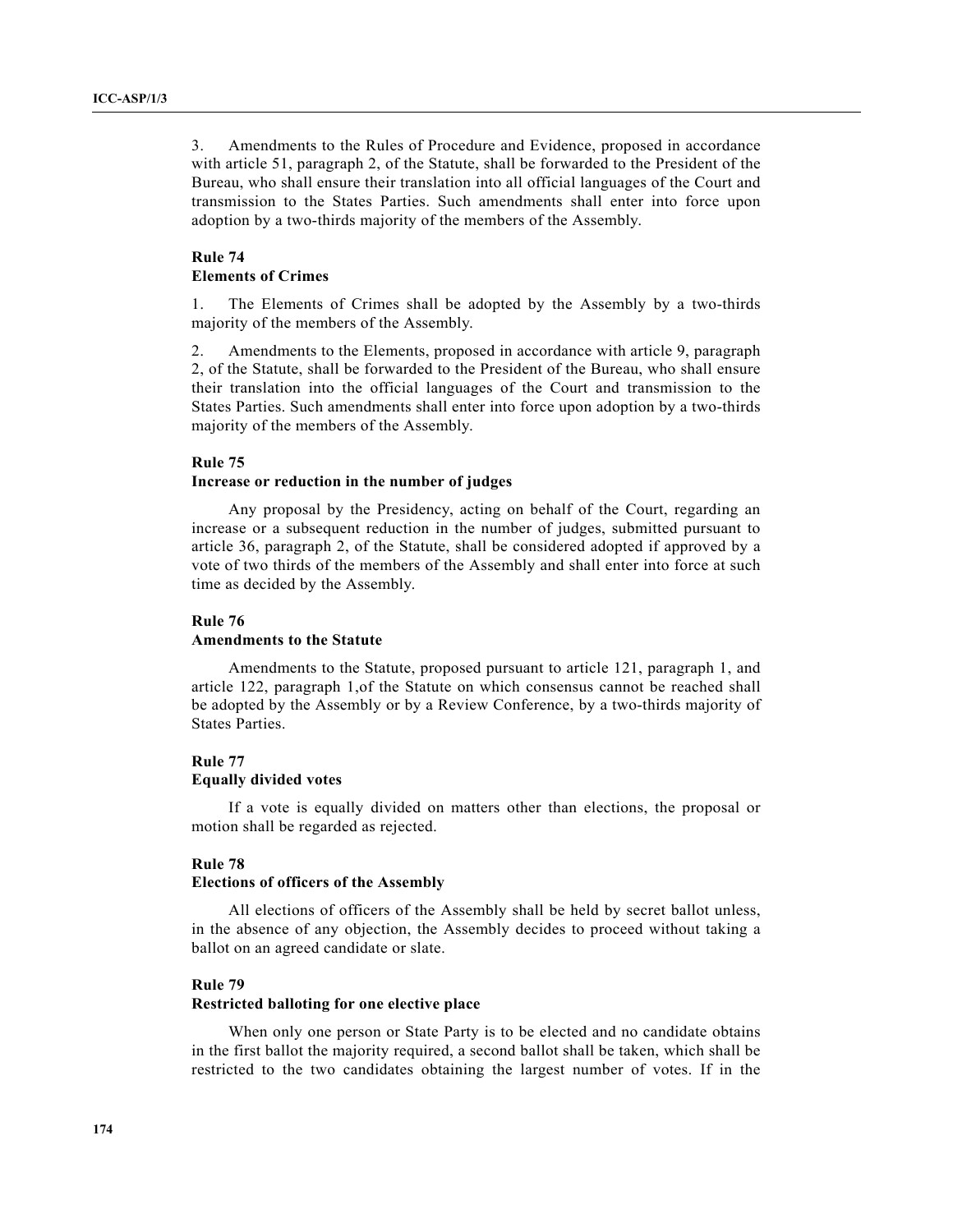3. Amendments to the Rules of Procedure and Evidence, proposed in accordance with article 51, paragraph 2, of the Statute, shall be forwarded to the President of the Bureau, who shall ensure their translation into all official languages of the Court and transmission to the States Parties. Such amendments shall enter into force upon adoption by a two-thirds majority of the members of the Assembly.

**Rule 74**
**Elements of Crimes**

1. The Elements of Crimes shall be adopted by the Assembly by a two-thirds majority of the members of the Assembly.

2. Amendments to the Elements, proposed in accordance with article 9, paragraph 2, of the Statute, shall be forwarded to the President of the Bureau, who shall ensure their translation into the official languages of the Court and transmission to the States Parties. Such amendments shall enter into force upon adoption by a two-thirds majority of the members of the Assembly.

**Rule 75**
**Increase or reduction in the number of judges**

Any proposal by the Presidency, acting on behalf of the Court, regarding an increase or a subsequent reduction in the number of judges, submitted pursuant to article 36, paragraph 2, of the Statute, shall be considered adopted if approved by a vote of two thirds of the members of the Assembly and shall enter into force at such time as decided by the Assembly.

**Rule 76**
**Amendments to the Statute**

Amendments to the Statute, proposed pursuant to article 121, paragraph 1, and article 122, paragraph 1,of the Statute on which consensus cannot be reached shall be adopted by the Assembly or by a Review Conference, by a two-thirds majority of States Parties.

**Rule 77**
**Equally divided votes**

If a vote is equally divided on matters other than elections, the proposal or motion shall be regarded as rejected.

**Rule 78**
**Elections of officers of the Assembly**

All elections of officers of the Assembly shall be held by secret ballot unless, in the absence of any objection, the Assembly decides to proceed without taking a ballot on an agreed candidate or slate.

**Rule 79**
**Restricted balloting for one elective place**

When only one person or State Party is to be elected and no candidate obtains in the first ballot the majority required, a second ballot shall be taken, which shall be restricted to the two candidates obtaining the largest number of votes. If in the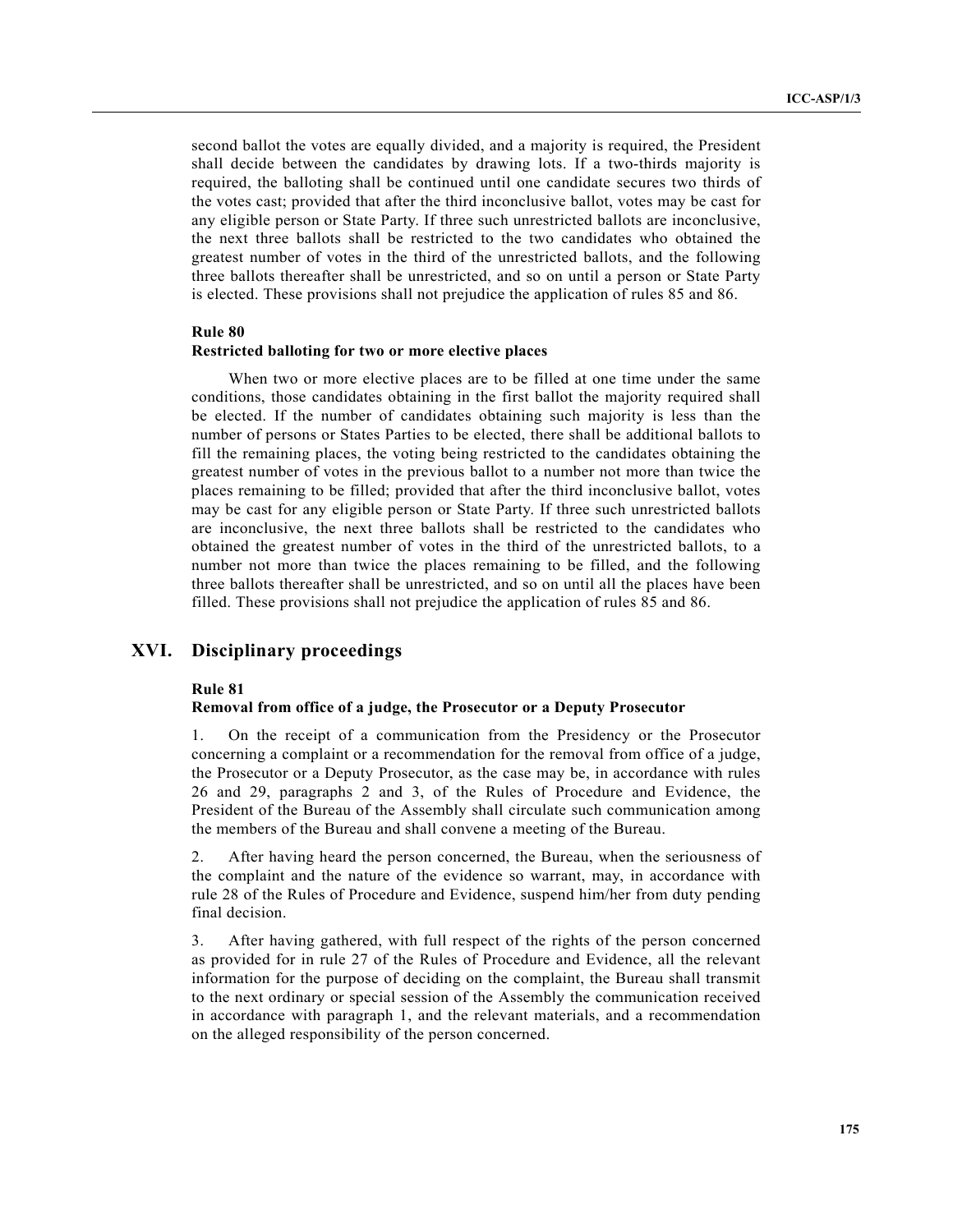second ballot the votes are equally divided, and a majority is required, the President shall decide between the candidates by drawing lots. If a two-thirds majority is required, the balloting shall be continued until one candidate secures two thirds of the votes cast; provided that after the third inconclusive ballot, votes may be cast for any eligible person or State Party. If three such unrestricted ballots are inconclusive, the next three ballots shall be restricted to the two candidates who obtained the greatest number of votes in the third of the unrestricted ballots, and the following three ballots thereafter shall be unrestricted, and so on until a person or State Party is elected. These provisions shall not prejudice the application of rules 85 and 86.

**Rule 80**
**Restricted balloting for two or more elective places**

When two or more elective places are to be filled at one time under the same conditions, those candidates obtaining in the first ballot the majority required shall be elected. If the number of candidates obtaining such majority is less than the number of persons or States Parties to be elected, there shall be additional ballots to fill the remaining places, the voting being restricted to the candidates obtaining the greatest number of votes in the previous ballot to a number not more than twice the places remaining to be filled; provided that after the third inconclusive ballot, votes may be cast for any eligible person or State Party. If three such unrestricted ballots are inconclusive, the next three ballots shall be restricted to the candidates who obtained the greatest number of votes in the third of the unrestricted ballots, to a number not more than twice the places remaining to be filled, and the following three ballots thereafter shall be unrestricted, and so on until all the places have been filled. These provisions shall not prejudice the application of rules 85 and 86.

## XVI. Disciplinary proceedings

**Rule 81**
**Removal from office of a judge, the Prosecutor or a Deputy Prosecutor**

1. On the receipt of a communication from the Presidency or the Prosecutor concerning a complaint or a recommendation for the removal from office of a judge, the Prosecutor or a Deputy Prosecutor, as the case may be, in accordance with rules 26 and 29, paragraphs 2 and 3, of the Rules of Procedure and Evidence, the President of the Bureau of the Assembly shall circulate such communication among the members of the Bureau and shall convene a meeting of the Bureau.

2. After having heard the person concerned, the Bureau, when the seriousness of the complaint and the nature of the evidence so warrant, may, in accordance with rule 28 of the Rules of Procedure and Evidence, suspend him/her from duty pending final decision.

3. After having gathered, with full respect of the rights of the person concerned as provided for in rule 27 of the Rules of Procedure and Evidence, all the relevant information for the purpose of deciding on the complaint, the Bureau shall transmit to the next ordinary or special session of the Assembly the communication received in accordance with paragraph 1, and the relevant materials, and a recommendation on the alleged responsibility of the person concerned.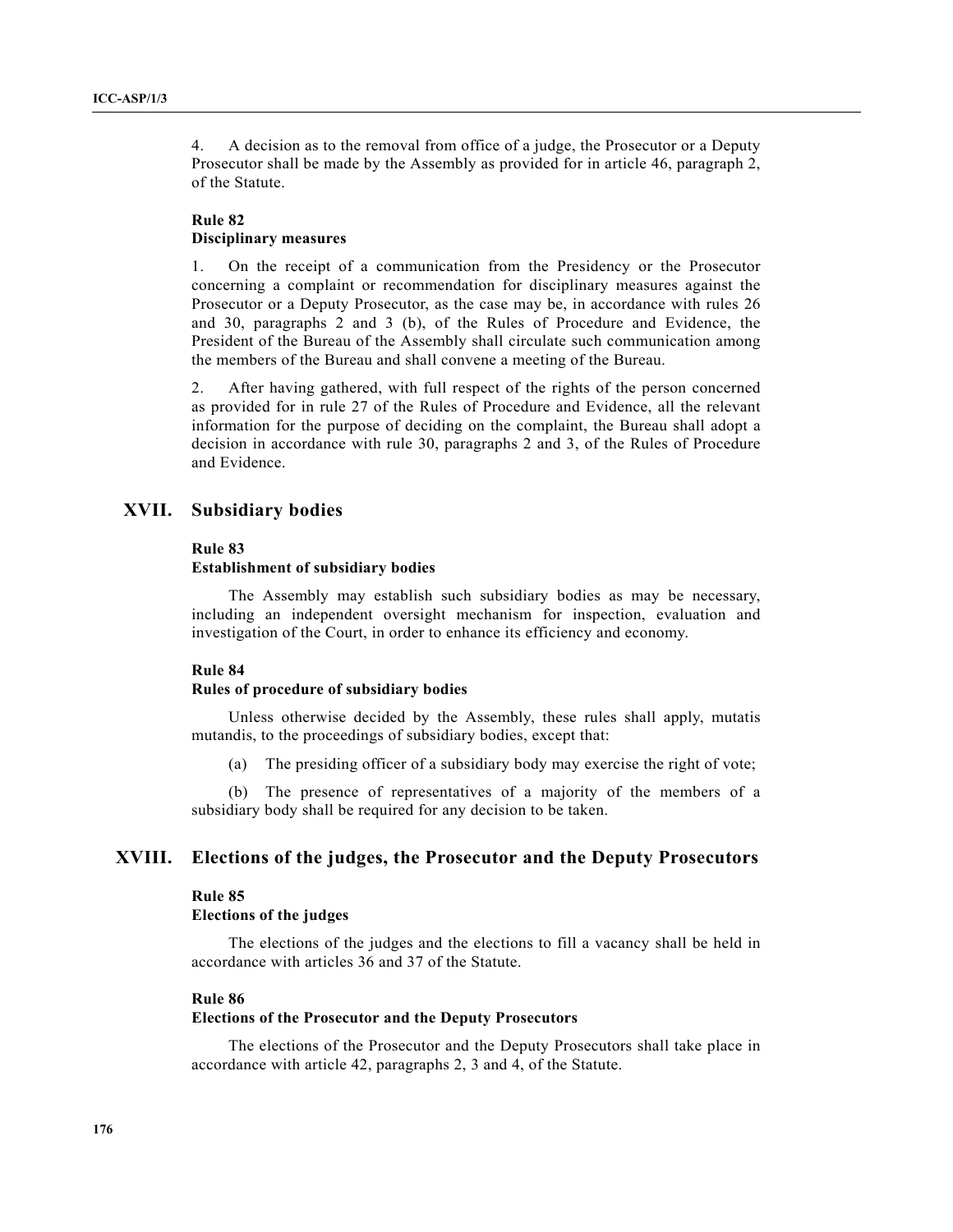4. A decision as to the removal from office of a judge, the Prosecutor or a Deputy Prosecutor shall be made by the Assembly as provided for in article 46, paragraph 2, of the Statute.

**Rule 82**
**Disciplinary measures**

1. On the receipt of a communication from the Presidency or the Prosecutor concerning a complaint or recommendation for disciplinary measures against the Prosecutor or a Deputy Prosecutor, as the case may be, in accordance with rules 26 and 30, paragraphs 2 and 3 (b), of the Rules of Procedure and Evidence, the President of the Bureau of the Assembly shall circulate such communication among the members of the Bureau and shall convene a meeting of the Bureau.

2. After having gathered, with full respect of the rights of the person concerned as provided for in rule 27 of the Rules of Procedure and Evidence, all the relevant information for the purpose of deciding on the complaint, the Bureau shall adopt a decision in accordance with rule 30, paragraphs 2 and 3, of the Rules of Procedure and Evidence.

## XVII. Subsidiary bodies

**Rule 83**
**Establishment of subsidiary bodies**

The Assembly may establish such subsidiary bodies as may be necessary, including an independent oversight mechanism for inspection, evaluation and investigation of the Court, in order to enhance its efficiency and economy.

**Rule 84**
**Rules of procedure of subsidiary bodies**

Unless otherwise decided by the Assembly, these rules shall apply, mutatis mutandis, to the proceedings of subsidiary bodies, except that:

(a) The presiding officer of a subsidiary body may exercise the right of vote;

(b) The presence of representatives of a majority of the members of a subsidiary body shall be required for any decision to be taken.

## XVIII. Elections of the judges, the Prosecutor and the Deputy Prosecutors

**Rule 85**
**Elections of the judges**

The elections of the judges and the elections to fill a vacancy shall be held in accordance with articles 36 and 37 of the Statute.

**Rule 86**
**Elections of the Prosecutor and the Deputy Prosecutors**

The elections of the Prosecutor and the Deputy Prosecutors shall take place in accordance with article 42, paragraphs 2, 3 and 4, of the Statute.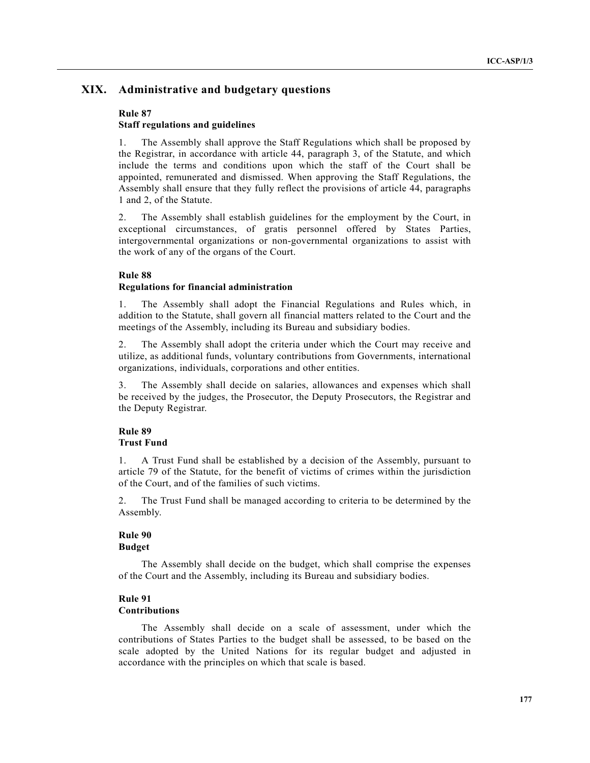# XIX. Administrative and budgetary questions

### Rule 87
### Staff regulations and guidelines

1. The Assembly shall approve the Staff Regulations which shall be proposed by the Registrar, in accordance with article 44, paragraph 3, of the Statute, and which include the terms and conditions upon which the staff of the Court shall be appointed, remunerated and dismissed. When approving the Staff Regulations, the Assembly shall ensure that they fully reflect the provisions of article 44, paragraphs 1 and 2, of the Statute.

2. The Assembly shall establish guidelines for the employment by the Court, in exceptional circumstances, of gratis personnel offered by States Parties, intergovernmental organizations or non-governmental organizations to assist with the work of any of the organs of the Court.

### Rule 88
### Regulations for financial administration

1. The Assembly shall adopt the Financial Regulations and Rules which, in addition to the Statute, shall govern all financial matters related to the Court and the meetings of the Assembly, including its Bureau and subsidiary bodies.

2. The Assembly shall adopt the criteria under which the Court may receive and utilize, as additional funds, voluntary contributions from Governments, international organizations, individuals, corporations and other entities.

3. The Assembly shall decide on salaries, allowances and expenses which shall be received by the judges, the Prosecutor, the Deputy Prosecutors, the Registrar and the Deputy Registrar.

### Rule 89
### Trust Fund

1. A Trust Fund shall be established by a decision of the Assembly, pursuant to article 79 of the Statute, for the benefit of victims of crimes within the jurisdiction of the Court, and of the families of such victims.

2. The Trust Fund shall be managed according to criteria to be determined by the Assembly.

### Rule 90
### Budget

The Assembly shall decide on the budget, which shall comprise the expenses of the Court and the Assembly, including its Bureau and subsidiary bodies.

### Rule 91
### Contributions

The Assembly shall decide on a scale of assessment, under which the contributions of States Parties to the budget shall be assessed, to be based on the scale adopted by the United Nations for its regular budget and adjusted in accordance with the principles on which that scale is based.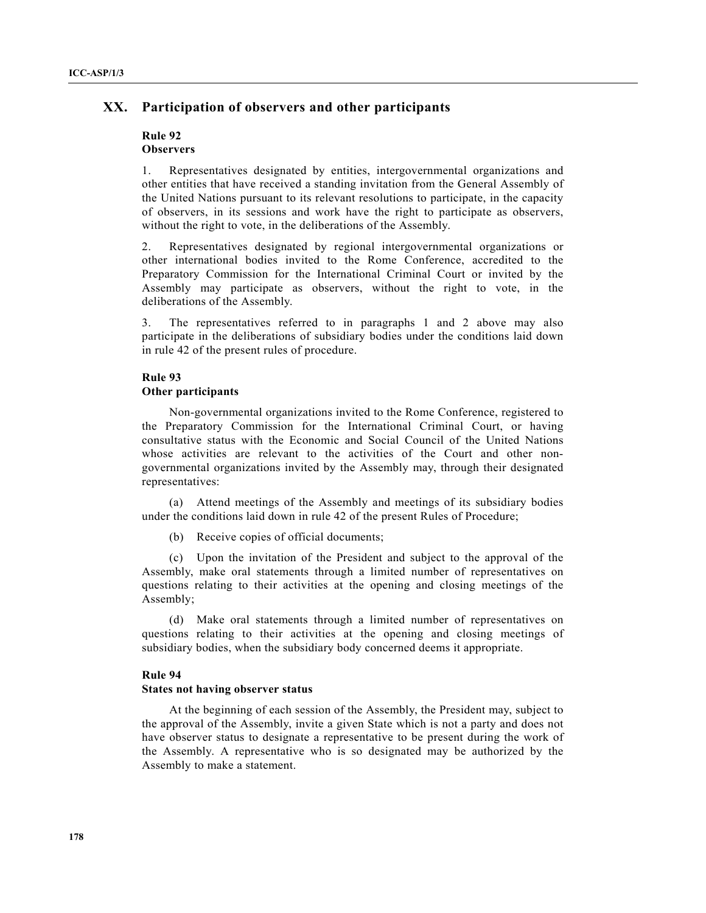## XX. Participation of observers and other participants

### Rule 92
### Observers

1. Representatives designated by entities, intergovernmental organizations and other entities that have received a standing invitation from the General Assembly of the United Nations pursuant to its relevant resolutions to participate, in the capacity of observers, in its sessions and work have the right to participate as observers, without the right to vote, in the deliberations of the Assembly.

2. Representatives designated by regional intergovernmental organizations or other international bodies invited to the Rome Conference, accredited to the Preparatory Commission for the International Criminal Court or invited by the Assembly may participate as observers, without the right to vote, in the deliberations of the Assembly.

3. The representatives referred to in paragraphs 1 and 2 above may also participate in the deliberations of subsidiary bodies under the conditions laid down in rule 42 of the present rules of procedure.

### Rule 93
### Other participants

Non-governmental organizations invited to the Rome Conference, registered to the Preparatory Commission for the International Criminal Court, or having consultative status with the Economic and Social Council of the United Nations whose activities are relevant to the activities of the Court and other non-governmental organizations invited by the Assembly may, through their designated representatives:

(a) Attend meetings of the Assembly and meetings of its subsidiary bodies under the conditions laid down in rule 42 of the present Rules of Procedure;

(b) Receive copies of official documents;

(c) Upon the invitation of the President and subject to the approval of the Assembly, make oral statements through a limited number of representatives on questions relating to their activities at the opening and closing meetings of the Assembly;

(d) Make oral statements through a limited number of representatives on questions relating to their activities at the opening and closing meetings of subsidiary bodies, when the subsidiary body concerned deems it appropriate.

### Rule 94
### States not having observer status

At the beginning of each session of the Assembly, the President may, subject to the approval of the Assembly, invite a given State which is not a party and does not have observer status to designate a representative to be present during the work of the Assembly. A representative who is so designated may be authorized by the Assembly to make a statement.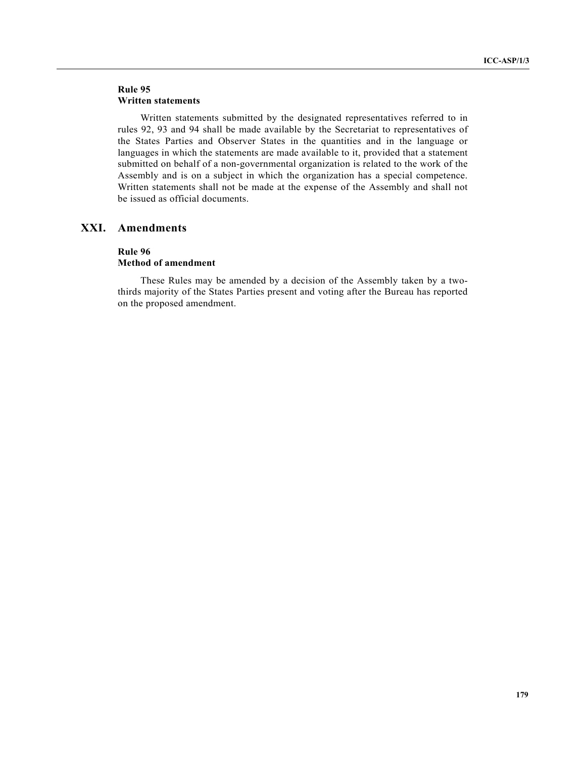### Rule 95
### Written statements

Written statements submitted by the designated representatives referred to in rules 92, 93 and 94 shall be made available by the Secretariat to representatives of the States Parties and Observer States in the quantities and in the language or languages in which the statements are made available to it, provided that a statement submitted on behalf of a non-governmental organization is related to the work of the Assembly and is on a subject in which the organization has a special competence. Written statements shall not be made at the expense of the Assembly and shall not be issued as official documents.

## XXI. Amendments

### Rule 96
### Method of amendment

These Rules may be amended by a decision of the Assembly taken by a two-thirds majority of the States Parties present and voting after the Bureau has reported on the proposed amendment.